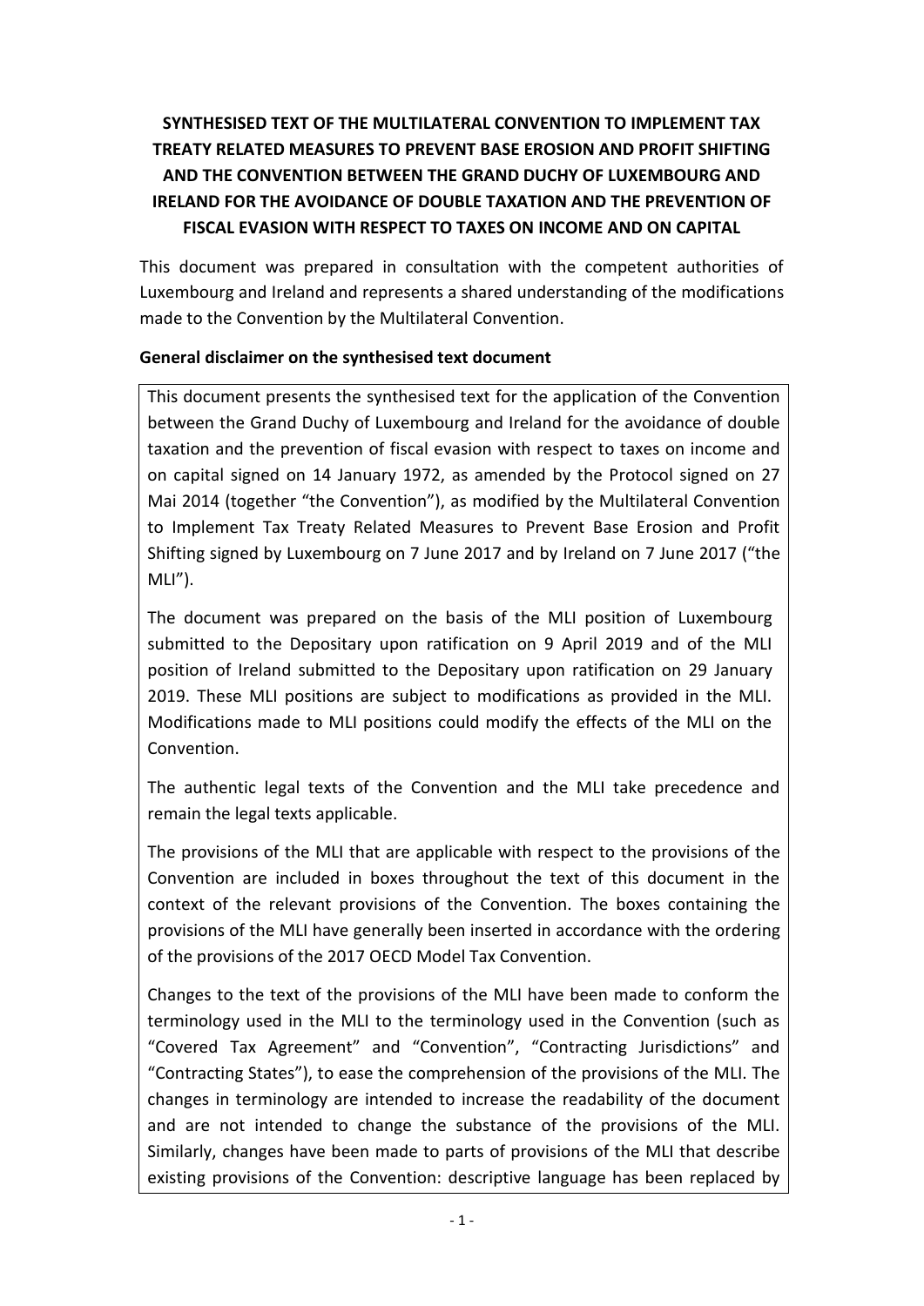# SYNTHESISED TEXT OF THE MULTILATERAL CONVENTION TO IMPLEMENT TAX TREATY RELATED MEASURES TO PREVENT BASE EROSION AND PROFIT SHIFTING AND THE CONVENTION BETWEEN THE GRAND DUCHY OF LUXEMBOURG AND IRELAND FOR THE AVOIDANCE OF DOUBLE TAXATION AND THE PREVENTION OF FISCAL EVASION WITH RESPECT TO TAXES ON INCOME AND ON CAPITAL

This document was prepared in consultation with the competent authorities of Luxembourg and Ireland and represents a shared understanding of the modifications made to the Convention by the Multilateral Convention.

**General disclaimer on the synthesised text document**

This document presents the synthesised text for the application of the Convention between the Grand Duchy of Luxembourg and Ireland for the avoidance of double taxation and the prevention of fiscal evasion with respect to taxes on income and on capital signed on 14 January 1972, as amended by the Protocol signed on 27 Mai 2014 (together "the Convention"), as modified by the Multilateral Convention to Implement Tax Treaty Related Measures to Prevent Base Erosion and Profit Shifting signed by Luxembourg on 7 June 2017 and by Ireland on 7 June 2017 ("the MLI").

The document was prepared on the basis of the MLI position of Luxembourg submitted to the Depositary upon ratification on 9 April 2019 and of the MLI position of Ireland submitted to the Depositary upon ratification on 29 January 2019. These MLI positions are subject to modifications as provided in the MLI. Modifications made to MLI positions could modify the effects of the MLI on the Convention.

The authentic legal texts of the Convention and the MLI take precedence and remain the legal texts applicable.

The provisions of the MLI that are applicable with respect to the provisions of the Convention are included in boxes throughout the text of this document in the context of the relevant provisions of the Convention. The boxes containing the provisions of the MLI have generally been inserted in accordance with the ordering of the provisions of the 2017 OECD Model Tax Convention.

Changes to the text of the provisions of the MLI have been made to conform the terminology used in the MLI to the terminology used in the Convention (such as "Covered Tax Agreement" and "Convention", "Contracting Jurisdictions" and "Contracting States"), to ease the comprehension of the provisions of the MLI. The changes in terminology are intended to increase the readability of the document and are not intended to change the substance of the provisions of the MLI. Similarly, changes have been made to parts of provisions of the MLI that describe existing provisions of the Convention: descriptive language has been replaced by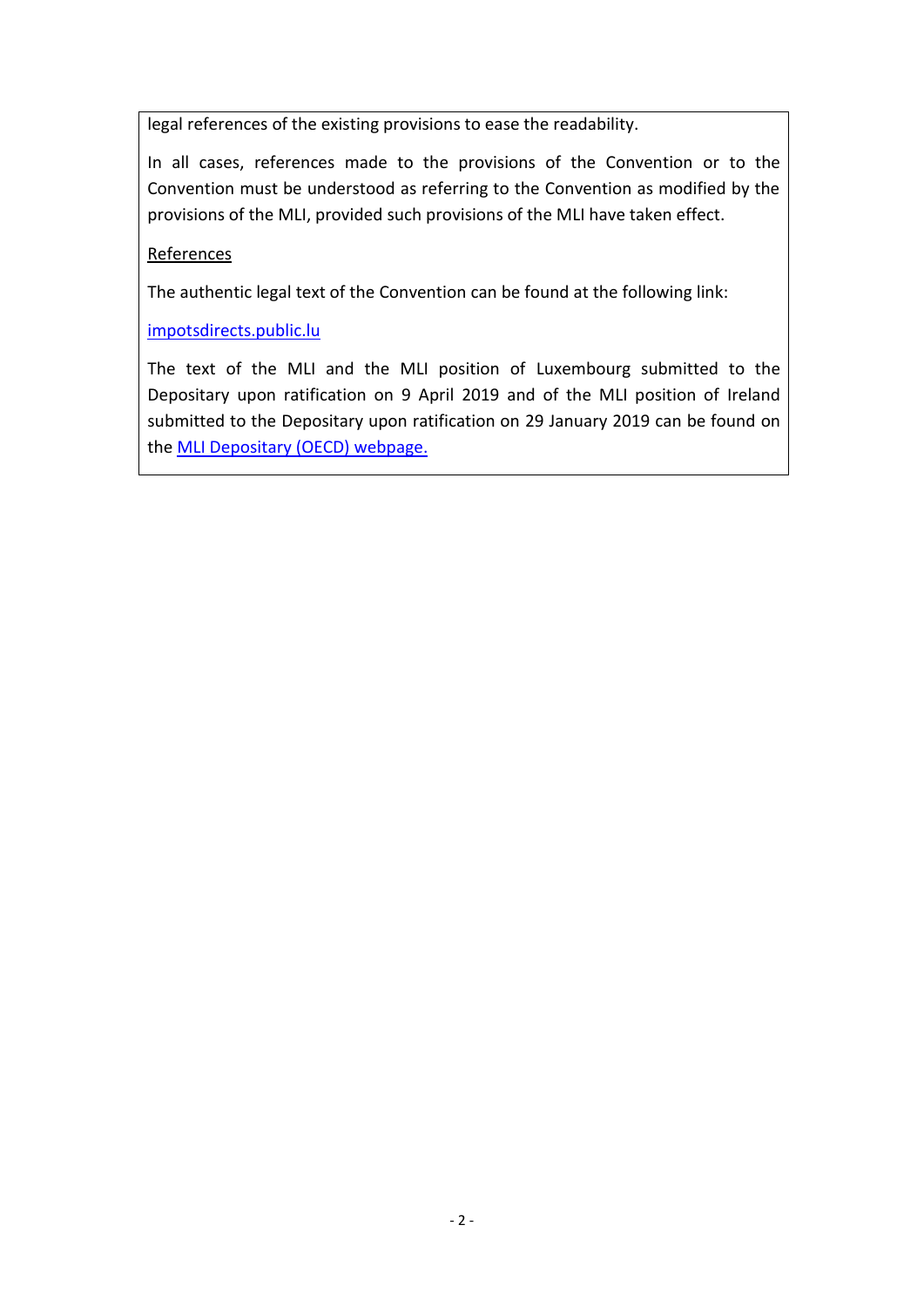legal references of the existing provisions to ease the readability.

In all cases, references made to the provisions of the Convention or to the Convention must be understood as referring to the Convention as modified by the provisions of the MLI, provided such provisions of the MLI have taken effect.

References

The authentic legal text of the Convention can be found at the following link:

impotsdirects.public.lu

The text of the MLI and the MLI position of Luxembourg submitted to the Depositary upon ratification on 9 April 2019 and of the MLI position of Ireland submitted to the Depositary upon ratification on 29 January 2019 can be found on the MLI Depositary (OECD) webpage.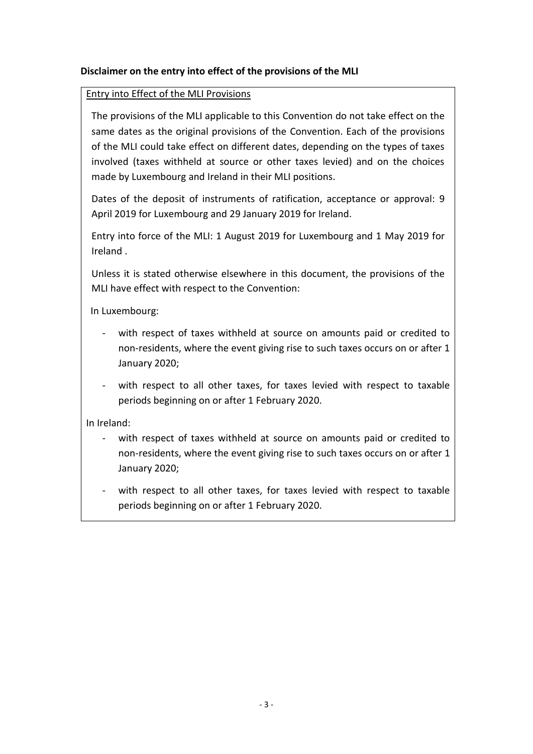**Disclaimer on the entry into effect of the provisions of the MLI**

Entry into Effect of the MLI Provisions

The provisions of the MLI applicable to this Convention do not take effect on the same dates as the original provisions of the Convention. Each of the provisions of the MLI could take effect on different dates, depending on the types of taxes involved (taxes withheld at source or other taxes levied) and on the choices made by Luxembourg and Ireland in their MLI positions.

Dates of the deposit of instruments of ratification, acceptance or approval: 9 April 2019 for Luxembourg and 29 January 2019 for Ireland.

Entry into force of the MLI: 1 August 2019 for Luxembourg and 1 May 2019 for Ireland .

Unless it is stated otherwise elsewhere in this document, the provisions of the MLI have effect with respect to the Convention:

In Luxembourg:

- with respect of taxes withheld at source on amounts paid or credited to non-residents, where the event giving rise to such taxes occurs on or after 1 January 2020;
- with respect to all other taxes, for taxes levied with respect to taxable periods beginning on or after 1 February 2020.

In Ireland:

- with respect of taxes withheld at source on amounts paid or credited to non-residents, where the event giving rise to such taxes occurs on or after 1 January 2020;
- with respect to all other taxes, for taxes levied with respect to taxable periods beginning on or after 1 February 2020.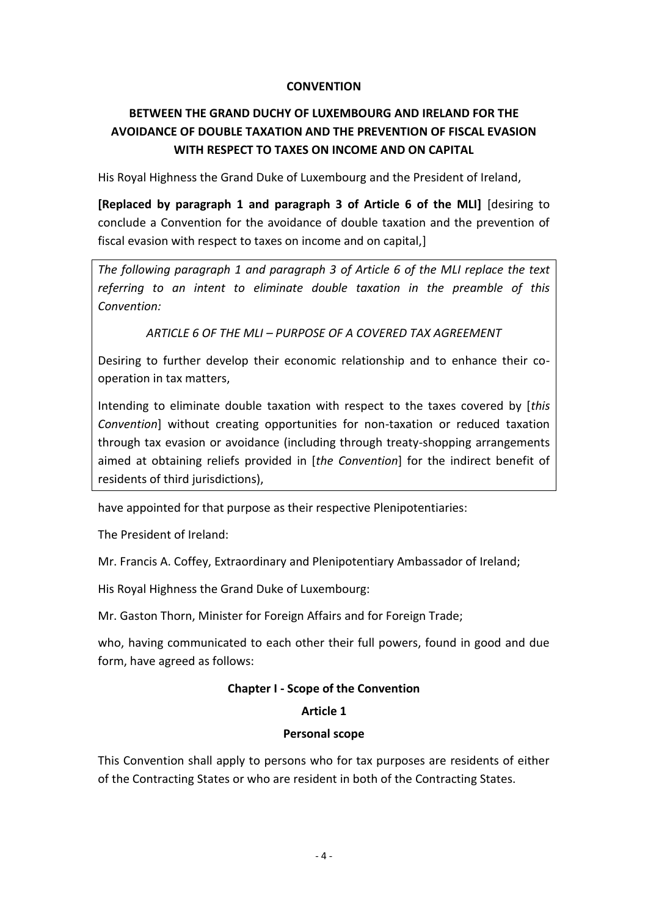**CONVENTION**

**BETWEEN THE GRAND DUCHY OF LUXEMBOURG AND IRELAND FOR THE AVOIDANCE OF DOUBLE TAXATION AND THE PREVENTION OF FISCAL EVASION WITH RESPECT TO TAXES ON INCOME AND ON CAPITAL**

His Royal Highness the Grand Duke of Luxembourg and the President of Ireland,

**[Replaced by paragraph 1 and paragraph 3 of Article 6 of the MLI]** [desiring to conclude a Convention for the avoidance of double taxation and the prevention of fiscal evasion with respect to taxes on income and on capital,]

> *The following paragraph 1 and paragraph 3 of Article 6 of the MLI replace the text referring to an intent to eliminate double taxation in the preamble of this Convention:*
>
> *ARTICLE 6 OF THE MLI – PURPOSE OF A COVERED TAX AGREEMENT*
>
> Desiring to further develop their economic relationship and to enhance their co-operation in tax matters,
>
> Intending to eliminate double taxation with respect to the taxes covered by [*this Convention*] without creating opportunities for non-taxation or reduced taxation through tax evasion or avoidance (including through treaty-shopping arrangements aimed at obtaining reliefs provided in [*the Convention*] for the indirect benefit of residents of third jurisdictions),

have appointed for that purpose as their respective Plenipotentiaries:

The President of Ireland:

Mr. Francis A. Coffey, Extraordinary and Plenipotentiary Ambassador of Ireland;

His Royal Highness the Grand Duke of Luxembourg:

Mr. Gaston Thorn, Minister for Foreign Affairs and for Foreign Trade;

who, having communicated to each other their full powers, found in good and due form, have agreed as follows:

## Chapter I - Scope of the Convention

### Article 1

### Personal scope

This Convention shall apply to persons who for tax purposes are residents of either of the Contracting States or who are resident in both of the Contracting States.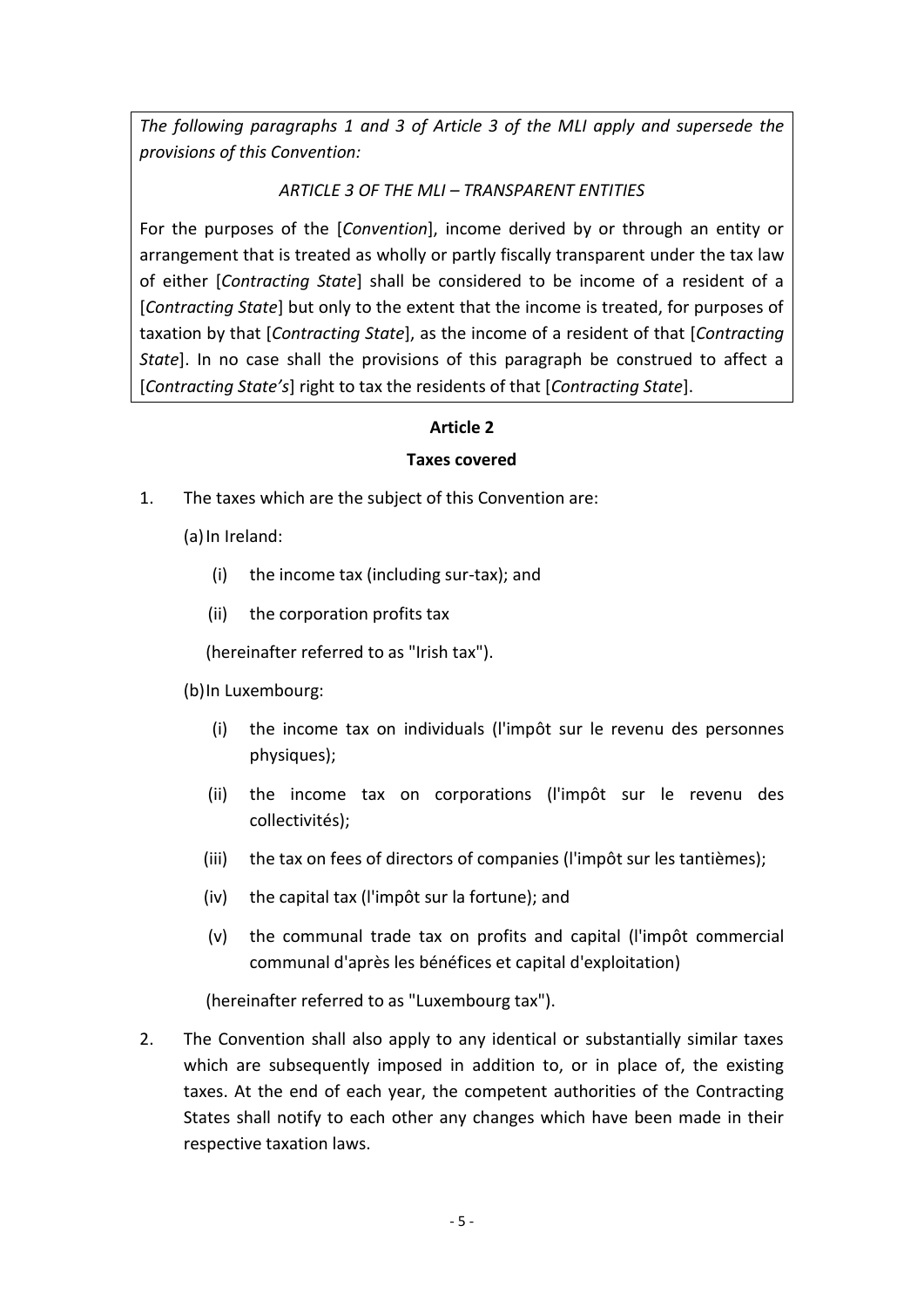*The following paragraphs 1 and 3 of Article 3 of the MLI apply and supersede the provisions of this Convention:*

*ARTICLE 3 OF THE MLI – TRANSPARENT ENTITIES*

For the purposes of the [*Convention*], income derived by or through an entity or arrangement that is treated as wholly or partly fiscally transparent under the tax law of either [*Contracting State*] shall be considered to be income of a resident of a [*Contracting State*] but only to the extent that the income is treated, for purposes of taxation by that [*Contracting State*], as the income of a resident of that [*Contracting State*]. In no case shall the provisions of this paragraph be construed to affect a [*Contracting State's*] right to tax the residents of that [*Contracting State*].

## Article 2

## Taxes covered

1. The taxes which are the subject of this Convention are:

   (a) In Ireland:

      (i) the income tax (including sur-tax); and

      (ii) the corporation profits tax

   (hereinafter referred to as "Irish tax").

   (b) In Luxembourg:

      (i) the income tax on individuals (l'impôt sur le revenu des personnes physiques);

      (ii) the income tax on corporations (l'impôt sur le revenu des collectivités);

      (iii) the tax on fees of directors of companies (l'impôt sur les tantièmes);

      (iv) the capital tax (l'impôt sur la fortune); and

      (v) the communal trade tax on profits and capital (l'impôt commercial communal d'après les bénéfices et capital d'exploitation)

   (hereinafter referred to as "Luxembourg tax").

2. The Convention shall also apply to any identical or substantially similar taxes which are subsequently imposed in addition to, or in place of, the existing taxes. At the end of each year, the competent authorities of the Contracting States shall notify to each other any changes which have been made in their respective taxation laws.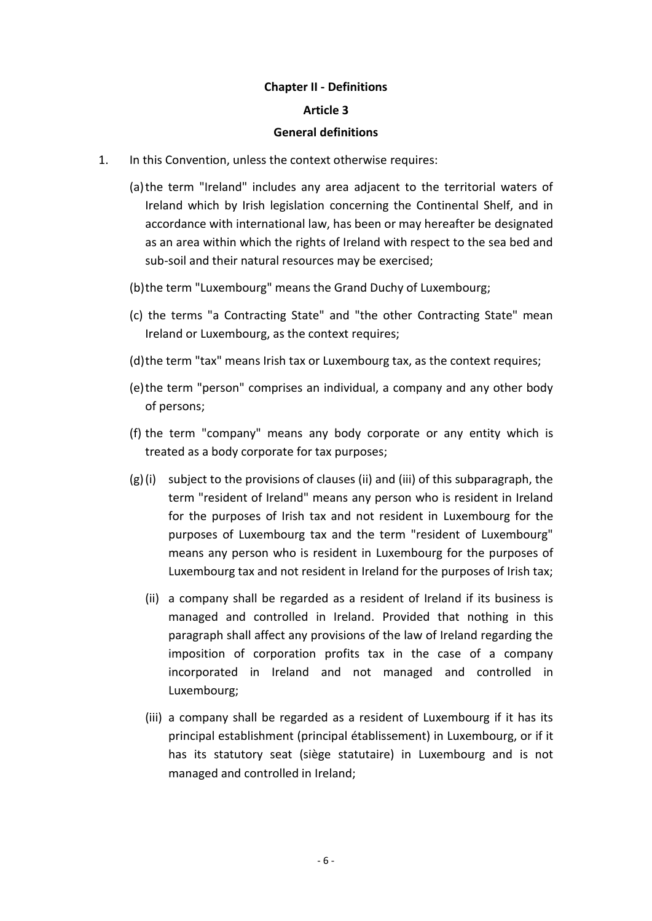**Chapter II - Definitions**

**Article 3**

**General definitions**

1. In this Convention, unless the context otherwise requires:

   (a) the term "Ireland" includes any area adjacent to the territorial waters of Ireland which by Irish legislation concerning the Continental Shelf, and in accordance with international law, has been or may hereafter be designated as an area within which the rights of Ireland with respect to the sea bed and sub-soil and their natural resources may be exercised;

   (b) the term "Luxembourg" means the Grand Duchy of Luxembourg;

   (c) the terms "a Contracting State" and "the other Contracting State" mean Ireland or Luxembourg, as the context requires;

   (d) the term "tax" means Irish tax or Luxembourg tax, as the context requires;

   (e) the term "person" comprises an individual, a company and any other body of persons;

   (f) the term "company" means any body corporate or any entity which is treated as a body corporate for tax purposes;

   (g) (i) subject to the provisions of clauses (ii) and (iii) of this subparagraph, the term "resident of Ireland" means any person who is resident in Ireland for the purposes of Irish tax and not resident in Luxembourg for the purposes of Luxembourg tax and the term "resident of Luxembourg" means any person who is resident in Luxembourg for the purposes of Luxembourg tax and not resident in Ireland for the purposes of Irish tax;

   (ii) a company shall be regarded as a resident of Ireland if its business is managed and controlled in Ireland. Provided that nothing in this paragraph shall affect any provisions of the law of Ireland regarding the imposition of corporation profits tax in the case of a company incorporated in Ireland and not managed and controlled in Luxembourg;

   (iii) a company shall be regarded as a resident of Luxembourg if it has its principal establishment (principal établissement) in Luxembourg, or if it has its statutory seat (siège statutaire) in Luxembourg and is not managed and controlled in Ireland;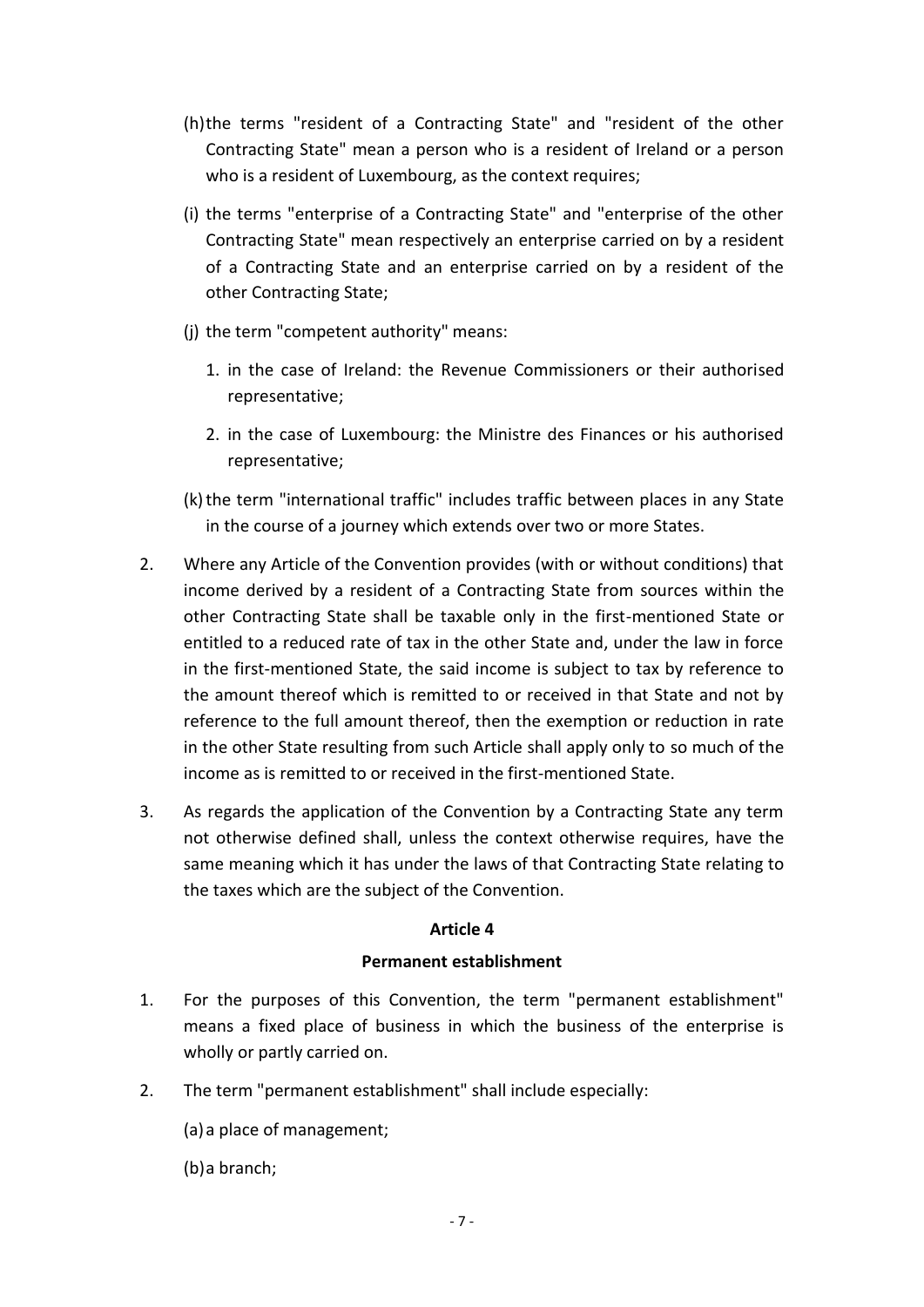(h) the terms "resident of a Contracting State" and "resident of the other Contracting State" mean a person who is a resident of Ireland or a person who is a resident of Luxembourg, as the context requires;

(i) the terms "enterprise of a Contracting State" and "enterprise of the other Contracting State" mean respectively an enterprise carried on by a resident of a Contracting State and an enterprise carried on by a resident of the other Contracting State;

(j) the term "competent authority" means:

1. in the case of Ireland: the Revenue Commissioners or their authorised representative;
2. in the case of Luxembourg: the Ministre des Finances or his authorised representative;

(k) the term "international traffic" includes traffic between places in any State in the course of a journey which extends over two or more States.

2. Where any Article of the Convention provides (with or without conditions) that income derived by a resident of a Contracting State from sources within the other Contracting State shall be taxable only in the first-mentioned State or entitled to a reduced rate of tax in the other State and, under the law in force in the first-mentioned State, the said income is subject to tax by reference to the amount thereof which is remitted to or received in that State and not by reference to the full amount thereof, then the exemption or reduction in rate in the other State resulting from such Article shall apply only to so much of the income as is remitted to or received in the first-mentioned State.

3. As regards the application of the Convention by a Contracting State any term not otherwise defined shall, unless the context otherwise requires, have the same meaning which it has under the laws of that Contracting State relating to the taxes which are the subject of the Convention.

**Article 4**

**Permanent establishment**

1. For the purposes of this Convention, the term "permanent establishment" means a fixed place of business in which the business of the enterprise is wholly or partly carried on.

2. The term "permanent establishment" shall include especially:

(a) a place of management;

(b) a branch;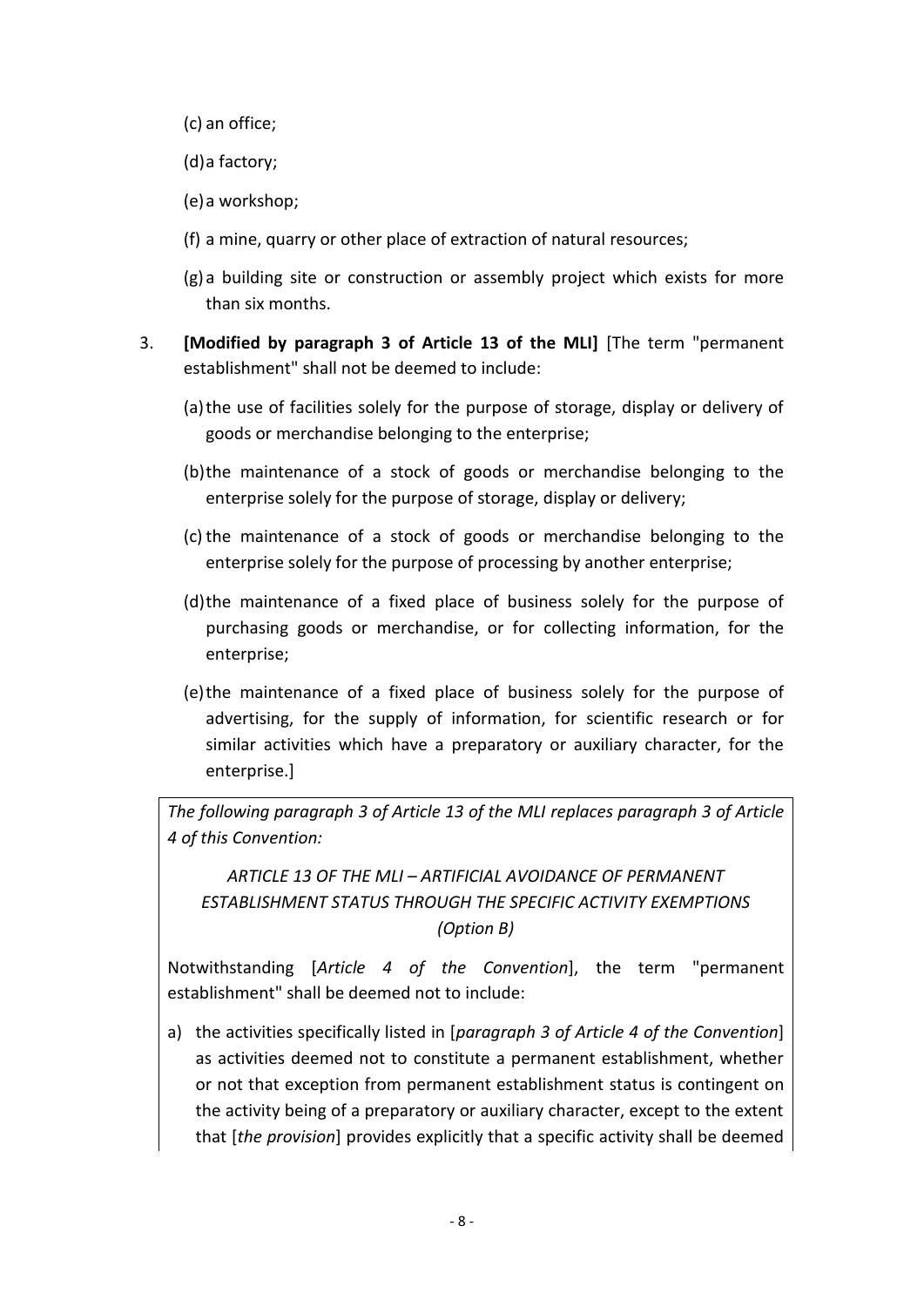(c) an office;

(d) a factory;

(e) a workshop;

(f) a mine, quarry or other place of extraction of natural resources;

(g) a building site or construction or assembly project which exists for more than six months.

3. **[Modified by paragraph 3 of Article 13 of the MLI]** [The term "permanent establishment" shall not be deemed to include:

   (a) the use of facilities solely for the purpose of storage, display or delivery of goods or merchandise belonging to the enterprise;

   (b) the maintenance of a stock of goods or merchandise belonging to the enterprise solely for the purpose of storage, display or delivery;

   (c) the maintenance of a stock of goods or merchandise belonging to the enterprise solely for the purpose of processing by another enterprise;

   (d) the maintenance of a fixed place of business solely for the purpose of purchasing goods or merchandise, or for collecting information, for the enterprise;

   (e) the maintenance of a fixed place of business solely for the purpose of advertising, for the supply of information, for scientific research or for similar activities which have a preparatory or auxiliary character, for the enterprise.]

*The following paragraph 3 of Article 13 of the MLI replaces paragraph 3 of Article 4 of this Convention:*

*ARTICLE 13 OF THE MLI – ARTIFICIAL AVOIDANCE OF PERMANENT ESTABLISHMENT STATUS THROUGH THE SPECIFIC ACTIVITY EXEMPTIONS (Option B)*

Notwithstanding [*Article 4 of the Convention*], the term "permanent establishment" shall be deemed not to include:

a) the activities specifically listed in [*paragraph 3 of Article 4 of the Convention*] as activities deemed not to constitute a permanent establishment, whether or not that exception from permanent establishment status is contingent on the activity being of a preparatory or auxiliary character, except to the extent that [*the provision*] provides explicitly that a specific activity shall be deemed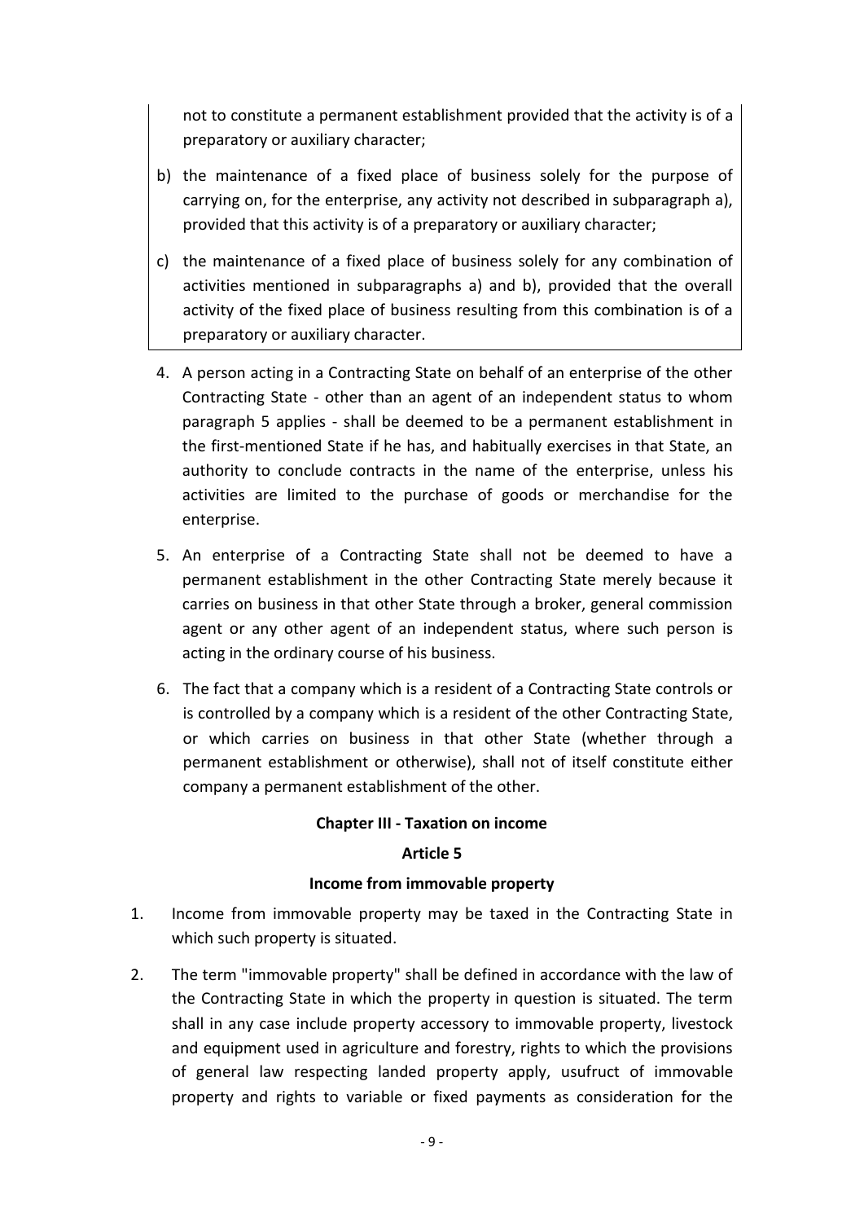not to constitute a permanent establishment provided that the activity is of a preparatory or auxiliary character;

b) the maintenance of a fixed place of business solely for the purpose of carrying on, for the enterprise, any activity not described in subparagraph a), provided that this activity is of a preparatory or auxiliary character;

c) the maintenance of a fixed place of business solely for any combination of activities mentioned in subparagraphs a) and b), provided that the overall activity of the fixed place of business resulting from this combination is of a preparatory or auxiliary character.

4. A person acting in a Contracting State on behalf of an enterprise of the other Contracting State - other than an agent of an independent status to whom paragraph 5 applies - shall be deemed to be a permanent establishment in the first-mentioned State if he has, and habitually exercises in that State, an authority to conclude contracts in the name of the enterprise, unless his activities are limited to the purchase of goods or merchandise for the enterprise.

5. An enterprise of a Contracting State shall not be deemed to have a permanent establishment in the other Contracting State merely because it carries on business in that other State through a broker, general commission agent or any other agent of an independent status, where such person is acting in the ordinary course of his business.

6. The fact that a company which is a resident of a Contracting State controls or is controlled by a company which is a resident of the other Contracting State, or which carries on business in that other State (whether through a permanent establishment or otherwise), shall not of itself constitute either company a permanent establishment of the other.

## Chapter III - Taxation on income

### Article 5

### Income from immovable property

1. Income from immovable property may be taxed in the Contracting State in which such property is situated.

2. The term "immovable property" shall be defined in accordance with the law of the Contracting State in which the property in question is situated. The term shall in any case include property accessory to immovable property, livestock and equipment used in agriculture and forestry, rights to which the provisions of general law respecting landed property apply, usufruct of immovable property and rights to variable or fixed payments as consideration for the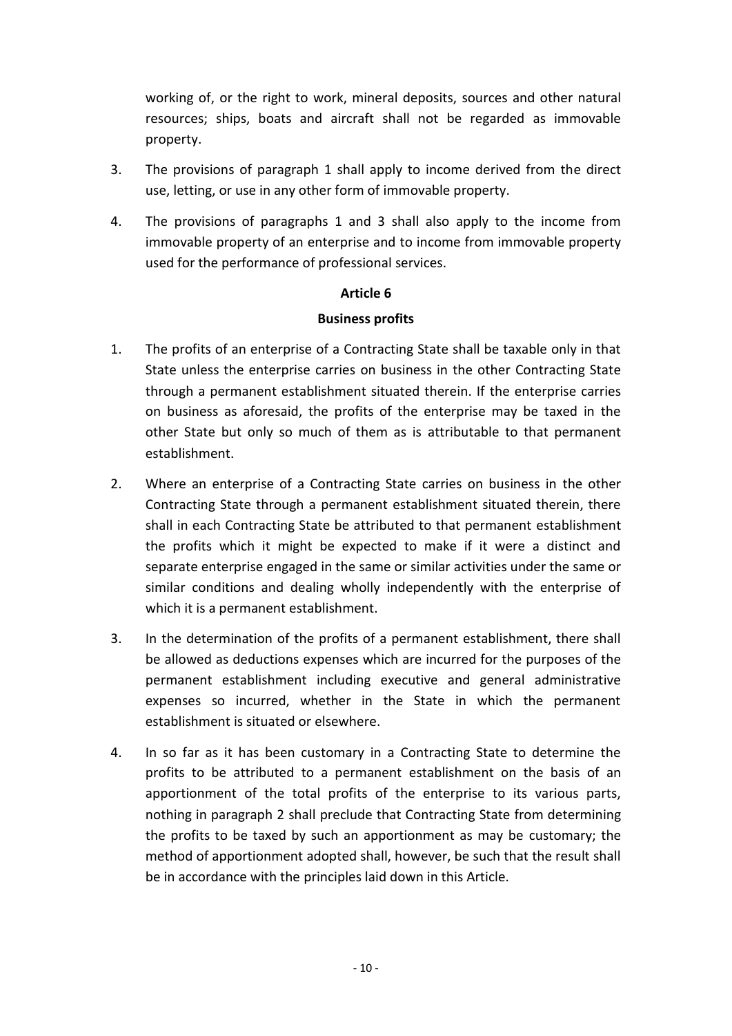working of, or the right to work, mineral deposits, sources and other natural resources; ships, boats and aircraft shall not be regarded as immovable property.

3. The provisions of paragraph 1 shall apply to income derived from the direct use, letting, or use in any other form of immovable property.

4. The provisions of paragraphs 1 and 3 shall also apply to the income from immovable property of an enterprise and to income from immovable property used for the performance of professional services.

**Article 6**

**Business profits**

1. The profits of an enterprise of a Contracting State shall be taxable only in that State unless the enterprise carries on business in the other Contracting State through a permanent establishment situated therein. If the enterprise carries on business as aforesaid, the profits of the enterprise may be taxed in the other State but only so much of them as is attributable to that permanent establishment.

2. Where an enterprise of a Contracting State carries on business in the other Contracting State through a permanent establishment situated therein, there shall in each Contracting State be attributed to that permanent establishment the profits which it might be expected to make if it were a distinct and separate enterprise engaged in the same or similar activities under the same or similar conditions and dealing wholly independently with the enterprise of which it is a permanent establishment.

3. In the determination of the profits of a permanent establishment, there shall be allowed as deductions expenses which are incurred for the purposes of the permanent establishment including executive and general administrative expenses so incurred, whether in the State in which the permanent establishment is situated or elsewhere.

4. In so far as it has been customary in a Contracting State to determine the profits to be attributed to a permanent establishment on the basis of an apportionment of the total profits of the enterprise to its various parts, nothing in paragraph 2 shall preclude that Contracting State from determining the profits to be taxed by such an apportionment as may be customary; the method of apportionment adopted shall, however, be such that the result shall be in accordance with the principles laid down in this Article.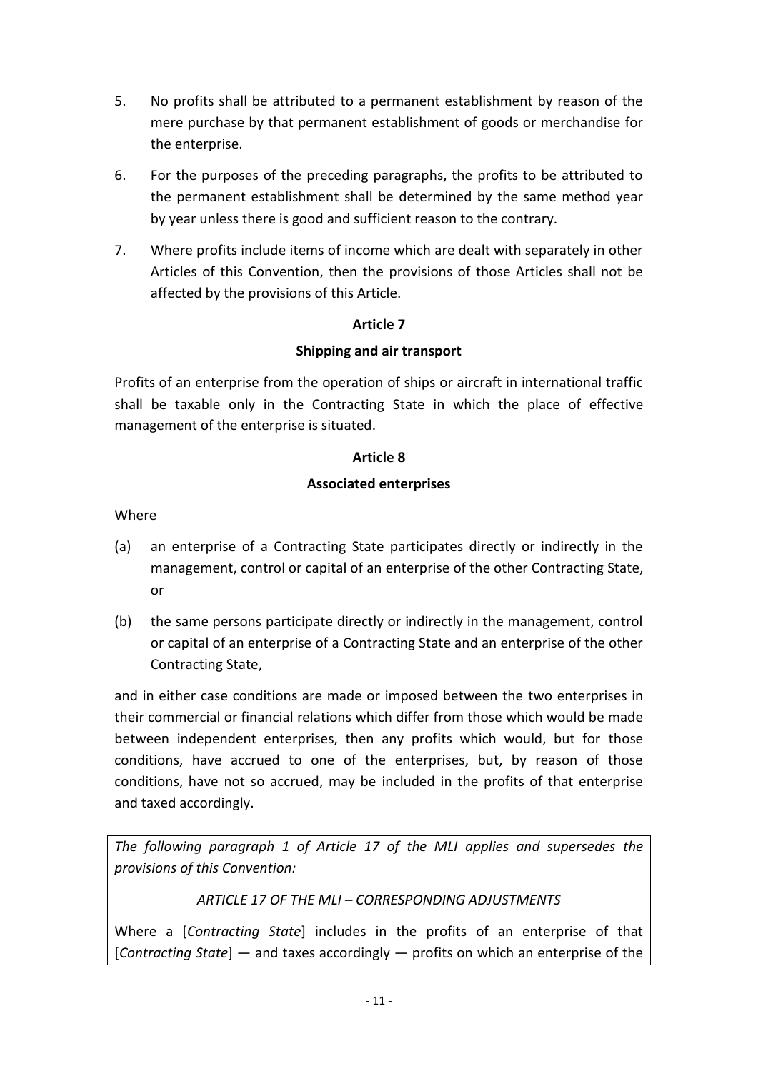5. No profits shall be attributed to a permanent establishment by reason of the mere purchase by that permanent establishment of goods or merchandise for the enterprise.

6. For the purposes of the preceding paragraphs, the profits to be attributed to the permanent establishment shall be determined by the same method year by year unless there is good and sufficient reason to the contrary.

7. Where profits include items of income which are dealt with separately in other Articles of this Convention, then the provisions of those Articles shall not be affected by the provisions of this Article.

**Article 7**

**Shipping and air transport**

Profits of an enterprise from the operation of ships or aircraft in international traffic shall be taxable only in the Contracting State in which the place of effective management of the enterprise is situated.

**Article 8**

**Associated enterprises**

Where

(a) an enterprise of a Contracting State participates directly or indirectly in the management, control or capital of an enterprise of the other Contracting State, or

(b) the same persons participate directly or indirectly in the management, control or capital of an enterprise of a Contracting State and an enterprise of the other Contracting State,

and in either case conditions are made or imposed between the two enterprises in their commercial or financial relations which differ from those which would be made between independent enterprises, then any profits which would, but for those conditions, have accrued to one of the enterprises, but, by reason of those conditions, have not so accrued, may be included in the profits of that enterprise and taxed accordingly.

*The following paragraph 1 of Article 17 of the MLI applies and supersedes the provisions of this Convention:*

*ARTICLE 17 OF THE MLI – CORRESPONDING ADJUSTMENTS*

Where a [*Contracting State*] includes in the profits of an enterprise of that [*Contracting State*] — and taxes accordingly — profits on which an enterprise of the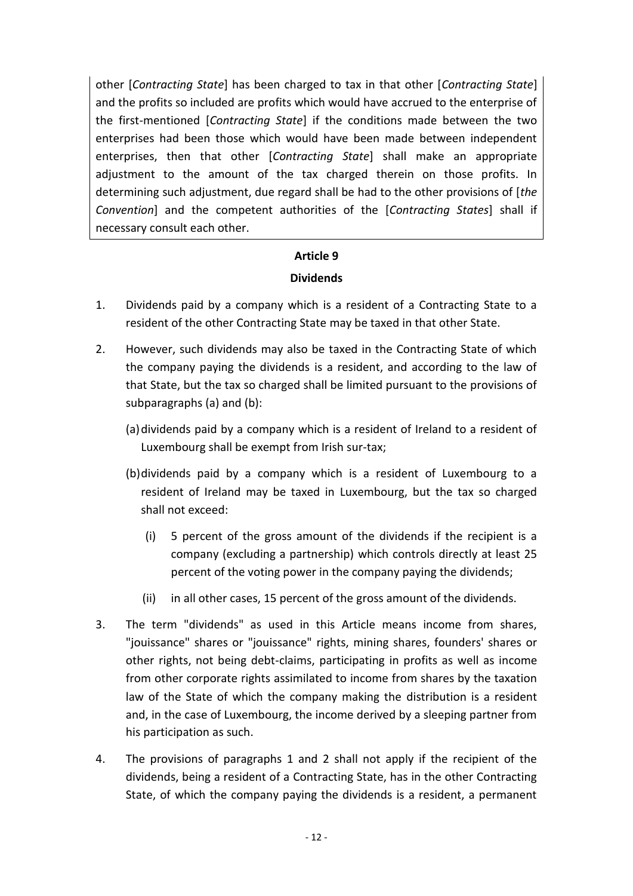other [*Contracting State*] has been charged to tax in that other [*Contracting State*] and the profits so included are profits which would have accrued to the enterprise of the first-mentioned [*Contracting State*] if the conditions made between the two enterprises had been those which would have been made between independent enterprises, then that other [*Contracting State*] shall make an appropriate adjustment to the amount of the tax charged therein on those profits. In determining such adjustment, due regard shall be had to the other provisions of [*the Convention*] and the competent authorities of the [*Contracting States*] shall if necessary consult each other.

## Article 9

## Dividends

1. Dividends paid by a company which is a resident of a Contracting State to a resident of the other Contracting State may be taxed in that other State.

2. However, such dividends may also be taxed in the Contracting State of which the company paying the dividends is a resident, and according to the law of that State, but the tax so charged shall be limited pursuant to the provisions of subparagraphs (a) and (b):

   (a) dividends paid by a company which is a resident of Ireland to a resident of Luxembourg shall be exempt from Irish sur-tax;

   (b) dividends paid by a company which is a resident of Luxembourg to a resident of Ireland may be taxed in Luxembourg, but the tax so charged shall not exceed:

      (i) 5 percent of the gross amount of the dividends if the recipient is a company (excluding a partnership) which controls directly at least 25 percent of the voting power in the company paying the dividends;

      (ii) in all other cases, 15 percent of the gross amount of the dividends.

3. The term "dividends" as used in this Article means income from shares, "jouissance" shares or "jouissance" rights, mining shares, founders' shares or other rights, not being debt-claims, participating in profits as well as income from other corporate rights assimilated to income from shares by the taxation law of the State of which the company making the distribution is a resident and, in the case of Luxembourg, the income derived by a sleeping partner from his participation as such.

4. The provisions of paragraphs 1 and 2 shall not apply if the recipient of the dividends, being a resident of a Contracting State, has in the other Contracting State, of which the company paying the dividends is a resident, a permanent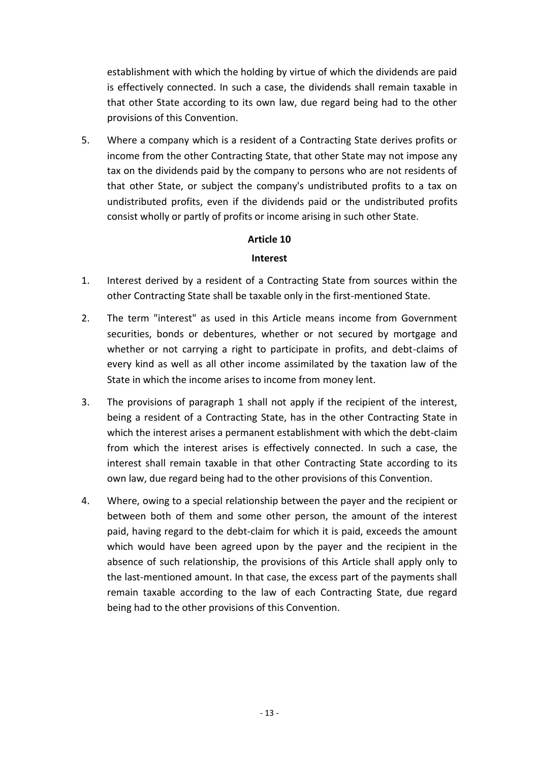establishment with which the holding by virtue of which the dividends are paid is effectively connected. In such a case, the dividends shall remain taxable in that other State according to its own law, due regard being had to the other provisions of this Convention.

5. Where a company which is a resident of a Contracting State derives profits or income from the other Contracting State, that other State may not impose any tax on the dividends paid by the company to persons who are not residents of that other State, or subject the company's undistributed profits to a tax on undistributed profits, even if the dividends paid or the undistributed profits consist wholly or partly of profits or income arising in such other State.

## Article 10

### Interest

1. Interest derived by a resident of a Contracting State from sources within the other Contracting State shall be taxable only in the first-mentioned State.

2. The term "interest" as used in this Article means income from Government securities, bonds or debentures, whether or not secured by mortgage and whether or not carrying a right to participate in profits, and debt-claims of every kind as well as all other income assimilated by the taxation law of the State in which the income arises to income from money lent.

3. The provisions of paragraph 1 shall not apply if the recipient of the interest, being a resident of a Contracting State, has in the other Contracting State in which the interest arises a permanent establishment with which the debt-claim from which the interest arises is effectively connected. In such a case, the interest shall remain taxable in that other Contracting State according to its own law, due regard being had to the other provisions of this Convention.

4. Where, owing to a special relationship between the payer and the recipient or between both of them and some other person, the amount of the interest paid, having regard to the debt-claim for which it is paid, exceeds the amount which would have been agreed upon by the payer and the recipient in the absence of such relationship, the provisions of this Article shall apply only to the last-mentioned amount. In that case, the excess part of the payments shall remain taxable according to the law of each Contracting State, due regard being had to the other provisions of this Convention.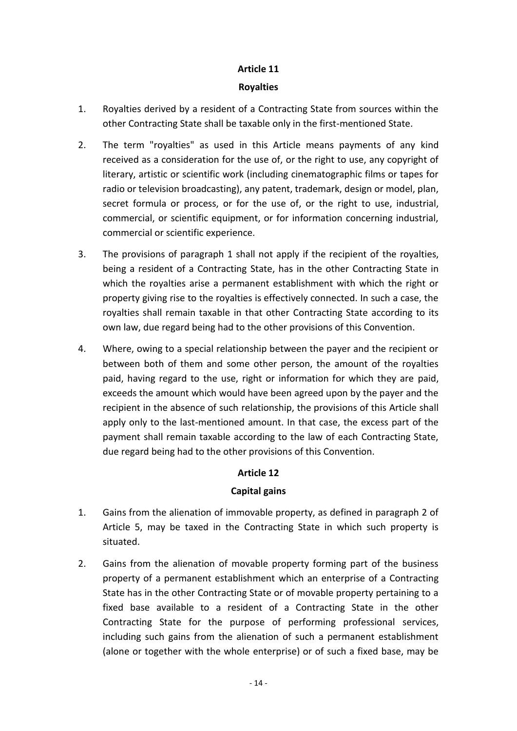## Article 11

## Royalties

1. Royalties derived by a resident of a Contracting State from sources within the other Contracting State shall be taxable only in the first-mentioned State.

2. The term "royalties" as used in this Article means payments of any kind received as a consideration for the use of, or the right to use, any copyright of literary, artistic or scientific work (including cinematographic films or tapes for radio or television broadcasting), any patent, trademark, design or model, plan, secret formula or process, or for the use of, or the right to use, industrial, commercial, or scientific equipment, or for information concerning industrial, commercial or scientific experience.

3. The provisions of paragraph 1 shall not apply if the recipient of the royalties, being a resident of a Contracting State, has in the other Contracting State in which the royalties arise a permanent establishment with which the right or property giving rise to the royalties is effectively connected. In such a case, the royalties shall remain taxable in that other Contracting State according to its own law, due regard being had to the other provisions of this Convention.

4. Where, owing to a special relationship between the payer and the recipient or between both of them and some other person, the amount of the royalties paid, having regard to the use, right or information for which they are paid, exceeds the amount which would have been agreed upon by the payer and the recipient in the absence of such relationship, the provisions of this Article shall apply only to the last-mentioned amount. In that case, the excess part of the payment shall remain taxable according to the law of each Contracting State, due regard being had to the other provisions of this Convention.

## Article 12

## Capital gains

1. Gains from the alienation of immovable property, as defined in paragraph 2 of Article 5, may be taxed in the Contracting State in which such property is situated.

2. Gains from the alienation of movable property forming part of the business property of a permanent establishment which an enterprise of a Contracting State has in the other Contracting State or of movable property pertaining to a fixed base available to a resident of a Contracting State in the other Contracting State for the purpose of performing professional services, including such gains from the alienation of such a permanent establishment (alone or together with the whole enterprise) or of such a fixed base, may be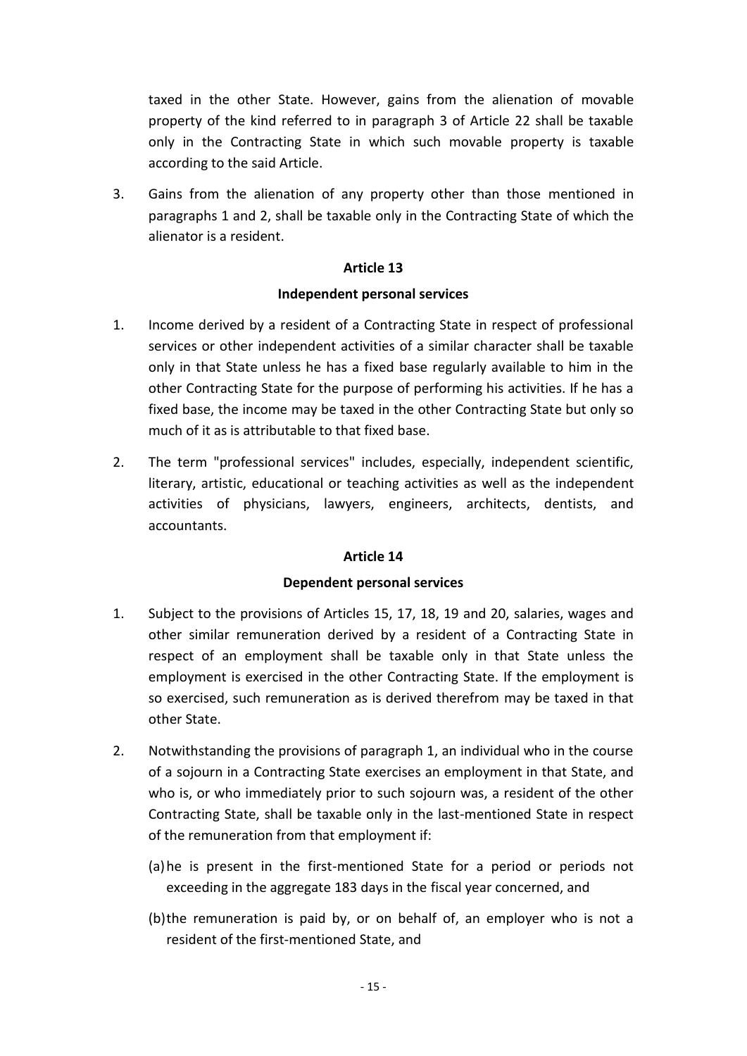taxed in the other State. However, gains from the alienation of movable property of the kind referred to in paragraph 3 of Article 22 shall be taxable only in the Contracting State in which such movable property is taxable according to the said Article.

3. Gains from the alienation of any property other than those mentioned in paragraphs 1 and 2, shall be taxable only in the Contracting State of which the alienator is a resident.

## Article 13

### Independent personal services

1. Income derived by a resident of a Contracting State in respect of professional services or other independent activities of a similar character shall be taxable only in that State unless he has a fixed base regularly available to him in the other Contracting State for the purpose of performing his activities. If he has a fixed base, the income may be taxed in the other Contracting State but only so much of it as is attributable to that fixed base.

2. The term "professional services" includes, especially, independent scientific, literary, artistic, educational or teaching activities as well as the independent activities of physicians, lawyers, engineers, architects, dentists, and accountants.

## Article 14

### Dependent personal services

1. Subject to the provisions of Articles 15, 17, 18, 19 and 20, salaries, wages and other similar remuneration derived by a resident of a Contracting State in respect of an employment shall be taxable only in that State unless the employment is exercised in the other Contracting State. If the employment is so exercised, such remuneration as is derived therefrom may be taxed in that other State.

2. Notwithstanding the provisions of paragraph 1, an individual who in the course of a sojourn in a Contracting State exercises an employment in that State, and who is, or who immediately prior to such sojourn was, a resident of the other Contracting State, shall be taxable only in the last-mentioned State in respect of the remuneration from that employment if:

   (a) he is present in the first-mentioned State for a period or periods not exceeding in the aggregate 183 days in the fiscal year concerned, and

   (b) the remuneration is paid by, or on behalf of, an employer who is not a resident of the first-mentioned State, and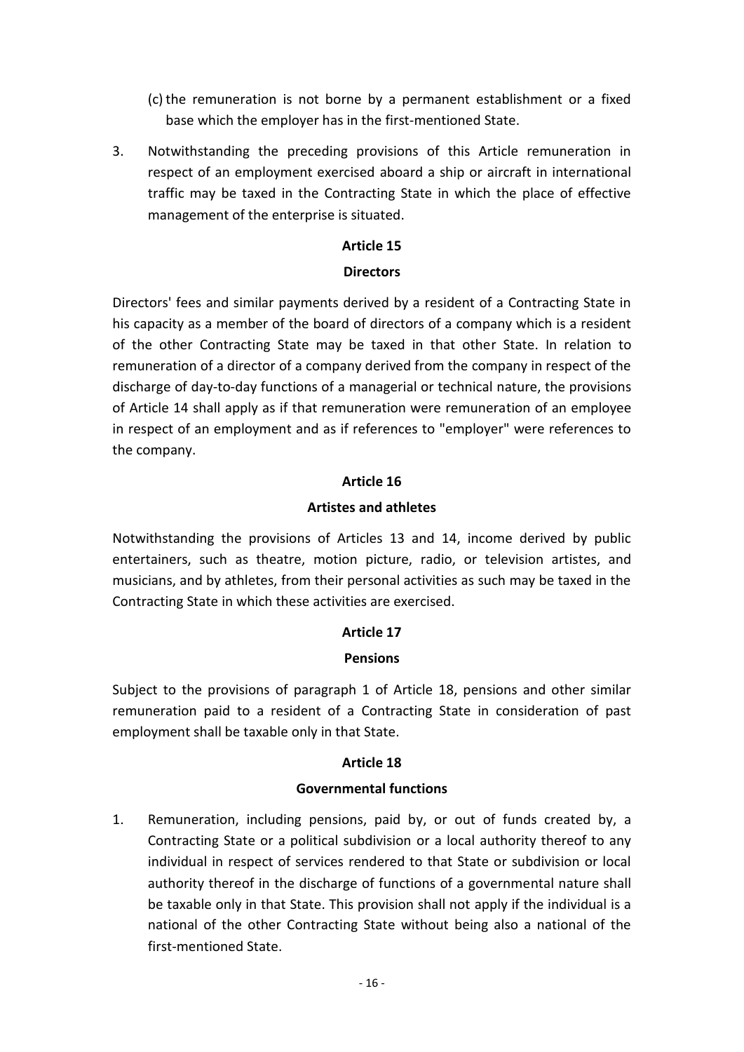(c) the remuneration is not borne by a permanent establishment or a fixed base which the employer has in the first-mentioned State.

3. Notwithstanding the preceding provisions of this Article remuneration in respect of an employment exercised aboard a ship or aircraft in international traffic may be taxed in the Contracting State in which the place of effective management of the enterprise is situated.

## Article 15

### Directors

Directors' fees and similar payments derived by a resident of a Contracting State in his capacity as a member of the board of directors of a company which is a resident of the other Contracting State may be taxed in that other State. In relation to remuneration of a director of a company derived from the company in respect of the discharge of day-to-day functions of a managerial or technical nature, the provisions of Article 14 shall apply as if that remuneration were remuneration of an employee in respect of an employment and as if references to "employer" were references to the company.

## Article 16

### Artistes and athletes

Notwithstanding the provisions of Articles 13 and 14, income derived by public entertainers, such as theatre, motion picture, radio, or television artistes, and musicians, and by athletes, from their personal activities as such may be taxed in the Contracting State in which these activities are exercised.

## Article 17

### Pensions

Subject to the provisions of paragraph 1 of Article 18, pensions and other similar remuneration paid to a resident of a Contracting State in consideration of past employment shall be taxable only in that State.

## Article 18

### Governmental functions

1. Remuneration, including pensions, paid by, or out of funds created by, a Contracting State or a political subdivision or a local authority thereof to any individual in respect of services rendered to that State or subdivision or local authority thereof in the discharge of functions of a governmental nature shall be taxable only in that State. This provision shall not apply if the individual is a national of the other Contracting State without being also a national of the first-mentioned State.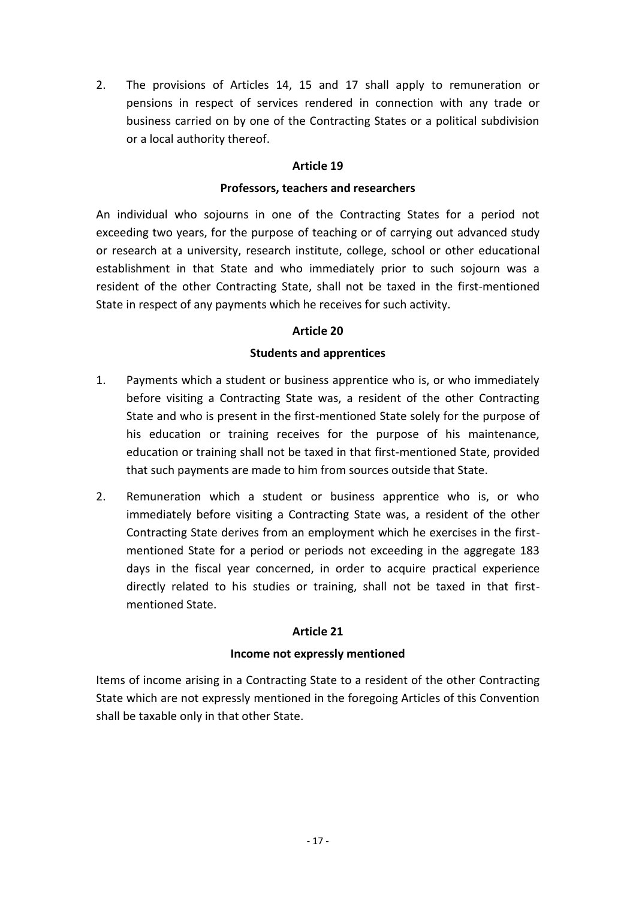2. The provisions of Articles 14, 15 and 17 shall apply to remuneration or pensions in respect of services rendered in connection with any trade or business carried on by one of the Contracting States or a political subdivision or a local authority thereof.

### Article 19

### Professors, teachers and researchers

An individual who sojourns in one of the Contracting States for a period not exceeding two years, for the purpose of teaching or of carrying out advanced study or research at a university, research institute, college, school or other educational establishment in that State and who immediately prior to such sojourn was a resident of the other Contracting State, shall not be taxed in the first-mentioned State in respect of any payments which he receives for such activity.

### Article 20

### Students and apprentices

1. Payments which a student or business apprentice who is, or who immediately before visiting a Contracting State was, a resident of the other Contracting State and who is present in the first-mentioned State solely for the purpose of his education or training receives for the purpose of his maintenance, education or training shall not be taxed in that first-mentioned State, provided that such payments are made to him from sources outside that State.

2. Remuneration which a student or business apprentice who is, or who immediately before visiting a Contracting State was, a resident of the other Contracting State derives from an employment which he exercises in the first-mentioned State for a period or periods not exceeding in the aggregate 183 days in the fiscal year concerned, in order to acquire practical experience directly related to his studies or training, shall not be taxed in that first-mentioned State.

### Article 21

### Income not expressly mentioned

Items of income arising in a Contracting State to a resident of the other Contracting State which are not expressly mentioned in the foregoing Articles of this Convention shall be taxable only in that other State.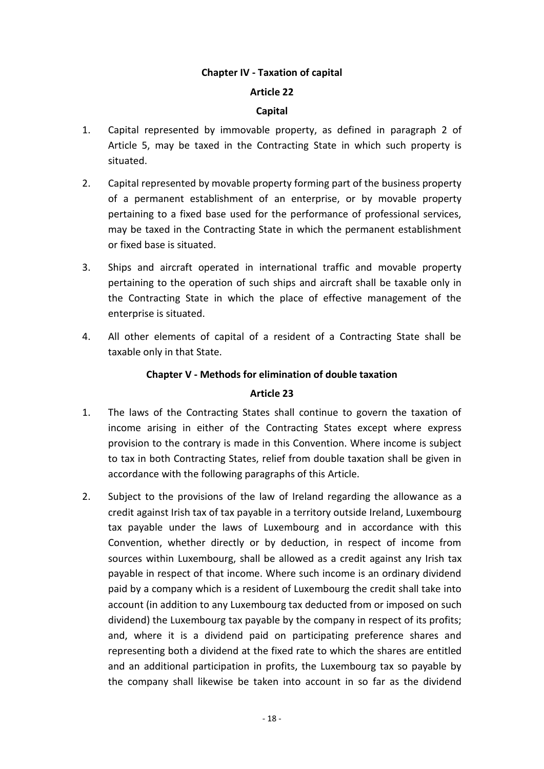## Chapter IV - Taxation of capital

### Article 22

### Capital

1. Capital represented by immovable property, as defined in paragraph 2 of Article 5, may be taxed in the Contracting State in which such property is situated.

2. Capital represented by movable property forming part of the business property of a permanent establishment of an enterprise, or by movable property pertaining to a fixed base used for the performance of professional services, may be taxed in the Contracting State in which the permanent establishment or fixed base is situated.

3. Ships and aircraft operated in international traffic and movable property pertaining to the operation of such ships and aircraft shall be taxable only in the Contracting State in which the place of effective management of the enterprise is situated.

4. All other elements of capital of a resident of a Contracting State shall be taxable only in that State.

## Chapter V - Methods for elimination of double taxation

### Article 23

1. The laws of the Contracting States shall continue to govern the taxation of income arising in either of the Contracting States except where express provision to the contrary is made in this Convention. Where income is subject to tax in both Contracting States, relief from double taxation shall be given in accordance with the following paragraphs of this Article.

2. Subject to the provisions of the law of Ireland regarding the allowance as a credit against Irish tax of tax payable in a territory outside Ireland, Luxembourg tax payable under the laws of Luxembourg and in accordance with this Convention, whether directly or by deduction, in respect of income from sources within Luxembourg, shall be allowed as a credit against any Irish tax payable in respect of that income. Where such income is an ordinary dividend paid by a company which is a resident of Luxembourg the credit shall take into account (in addition to any Luxembourg tax deducted from or imposed on such dividend) the Luxembourg tax payable by the company in respect of its profits; and, where it is a dividend paid on participating preference shares and representing both a dividend at the fixed rate to which the shares are entitled and an additional participation in profits, the Luxembourg tax so payable by the company shall likewise be taken into account in so far as the dividend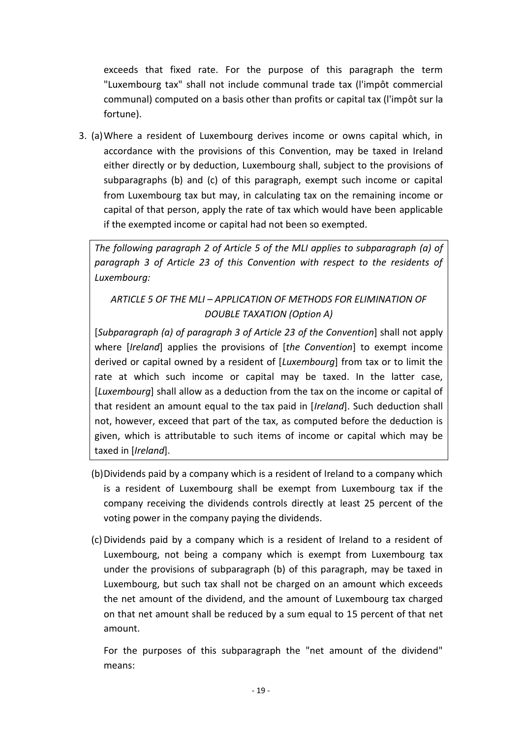exceeds that fixed rate. For the purpose of this paragraph the term "Luxembourg tax" shall not include communal trade tax (l'impôt commercial communal) computed on a basis other than profits or capital tax (l'impôt sur la fortune).

3. (a) Where a resident of Luxembourg derives income or owns capital which, in accordance with the provisions of this Convention, may be taxed in Ireland either directly or by deduction, Luxembourg shall, subject to the provisions of subparagraphs (b) and (c) of this paragraph, exempt such income or capital from Luxembourg tax but may, in calculating tax on the remaining income or capital of that person, apply the rate of tax which would have been applicable if the exempted income or capital had not been so exempted.

> *The following paragraph 2 of Article 5 of the MLI applies to subparagraph (a) of paragraph 3 of Article 23 of this Convention with respect to the residents of Luxembourg:*
>
> *ARTICLE 5 OF THE MLI – APPLICATION OF METHODS FOR ELIMINATION OF DOUBLE TAXATION (Option A)*
>
> [*Subparagraph (a) of paragraph 3 of Article 23 of the Convention*] shall not apply where [*Ireland*] applies the provisions of [*the Convention*] to exempt income derived or capital owned by a resident of [*Luxembourg*] from tax or to limit the rate at which such income or capital may be taxed. In the latter case, [*Luxembourg*] shall allow as a deduction from the tax on the income or capital of that resident an amount equal to the tax paid in [*Ireland*]. Such deduction shall not, however, exceed that part of the tax, as computed before the deduction is given, which is attributable to such items of income or capital which may be taxed in [*Ireland*].

(b) Dividends paid by a company which is a resident of Ireland to a company which is a resident of Luxembourg shall be exempt from Luxembourg tax if the company receiving the dividends controls directly at least 25 percent of the voting power in the company paying the dividends.

(c) Dividends paid by a company which is a resident of Ireland to a resident of Luxembourg, not being a company which is exempt from Luxembourg tax under the provisions of subparagraph (b) of this paragraph, may be taxed in Luxembourg, but such tax shall not be charged on an amount which exceeds the net amount of the dividend, and the amount of Luxembourg tax charged on that net amount shall be reduced by a sum equal to 15 percent of that net amount.

For the purposes of this subparagraph the "net amount of the dividend" means: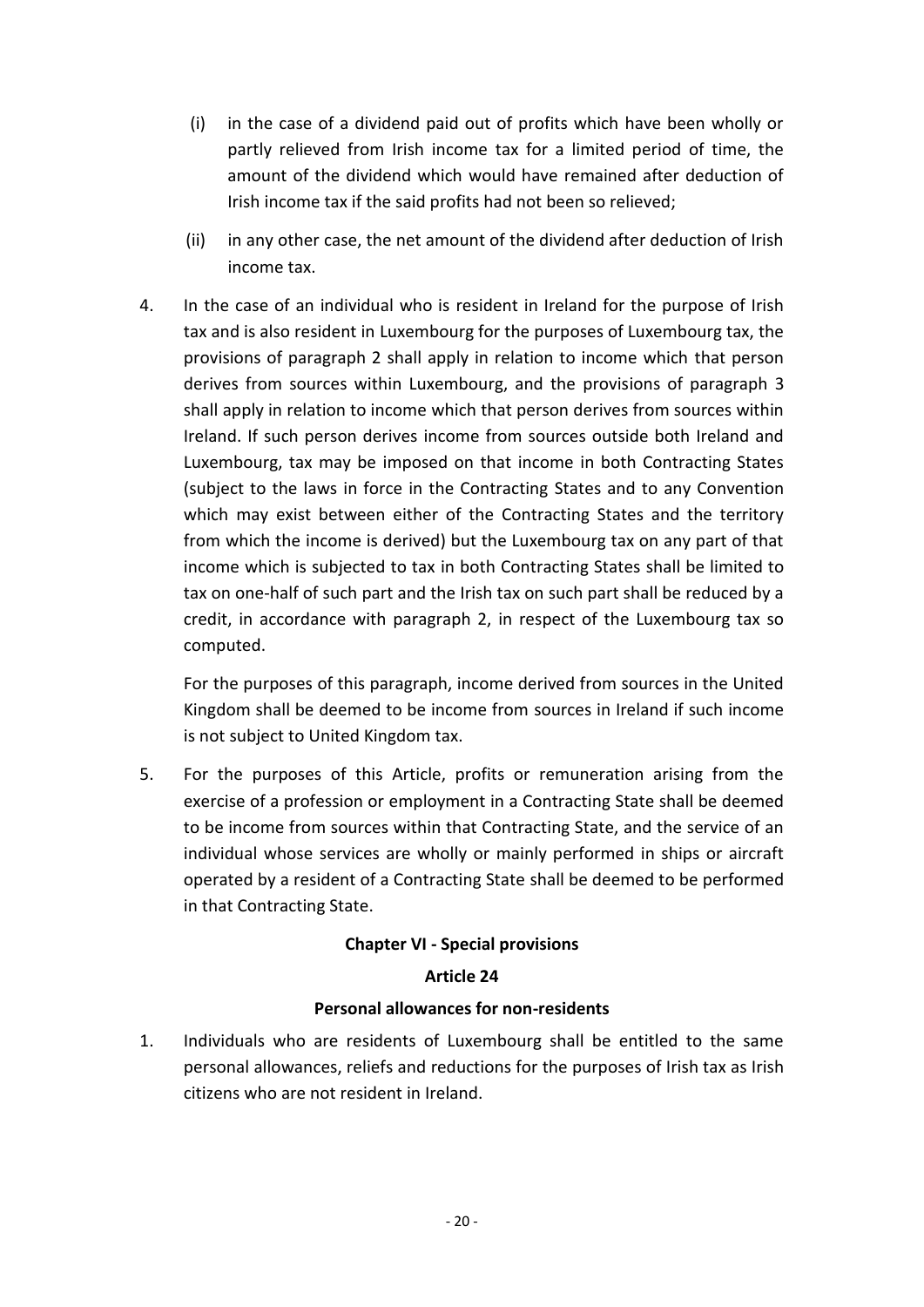(i) in the case of a dividend paid out of profits which have been wholly or partly relieved from Irish income tax for a limited period of time, the amount of the dividend which would have remained after deduction of Irish income tax if the said profits had not been so relieved;

(ii) in any other case, the net amount of the dividend after deduction of Irish income tax.

4. In the case of an individual who is resident in Ireland for the purpose of Irish tax and is also resident in Luxembourg for the purposes of Luxembourg tax, the provisions of paragraph 2 shall apply in relation to income which that person derives from sources within Luxembourg, and the provisions of paragraph 3 shall apply in relation to income which that person derives from sources within Ireland. If such person derives income from sources outside both Ireland and Luxembourg, tax may be imposed on that income in both Contracting States (subject to the laws in force in the Contracting States and to any Convention which may exist between either of the Contracting States and the territory from which the income is derived) but the Luxembourg tax on any part of that income which is subjected to tax in both Contracting States shall be limited to tax on one-half of such part and the Irish tax on such part shall be reduced by a credit, in accordance with paragraph 2, in respect of the Luxembourg tax so computed.

   For the purposes of this paragraph, income derived from sources in the United Kingdom shall be deemed to be income from sources in Ireland if such income is not subject to United Kingdom tax.

5. For the purposes of this Article, profits or remuneration arising from the exercise of a profession or employment in a Contracting State shall be deemed to be income from sources within that Contracting State, and the service of an individual whose services are wholly or mainly performed in ships or aircraft operated by a resident of a Contracting State shall be deemed to be performed in that Contracting State.

## Chapter VI - Special provisions

### Article 24

### Personal allowances for non-residents

1. Individuals who are residents of Luxembourg shall be entitled to the same personal allowances, reliefs and reductions for the purposes of Irish tax as Irish citizens who are not resident in Ireland.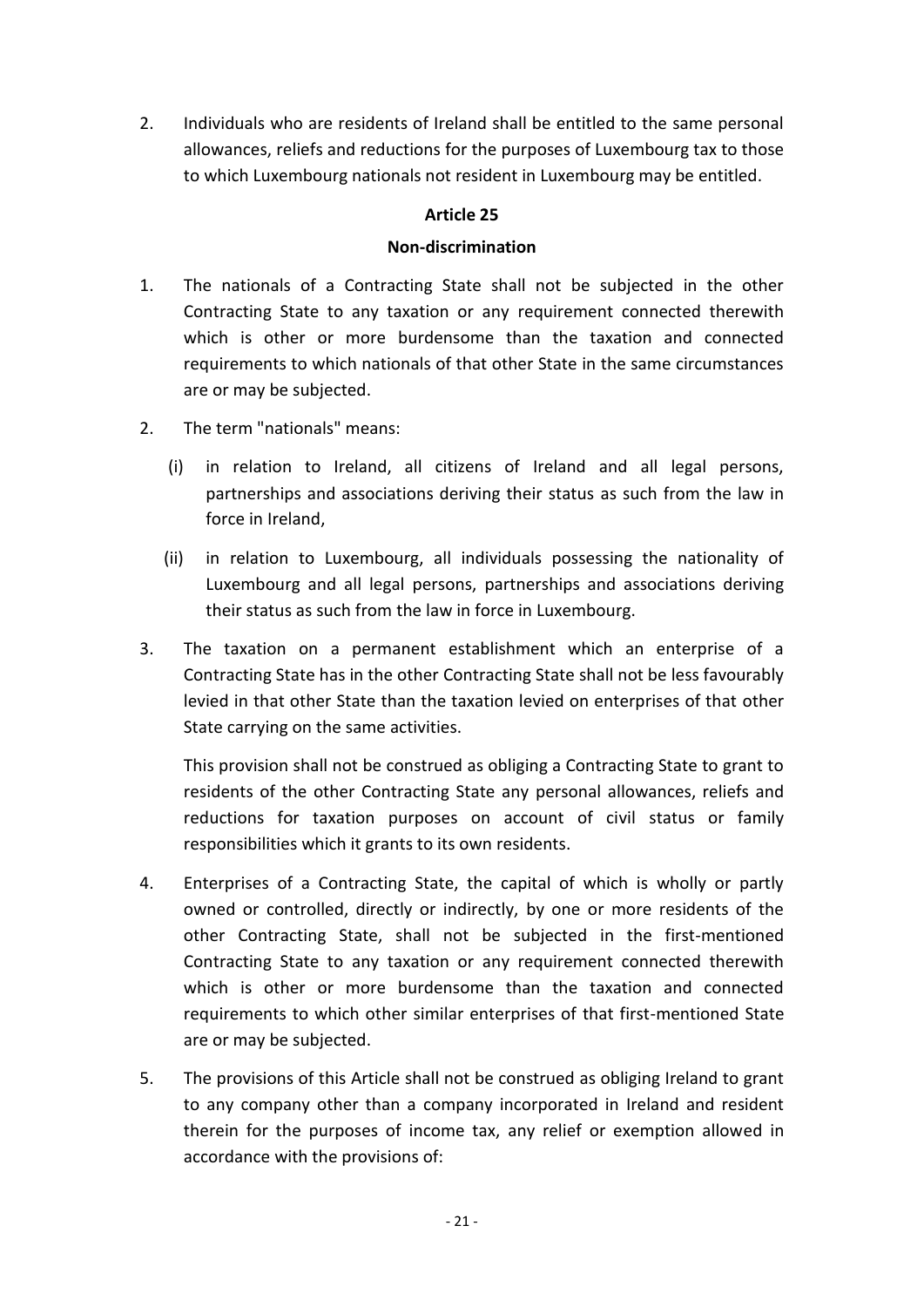2. Individuals who are residents of Ireland shall be entitled to the same personal allowances, reliefs and reductions for the purposes of Luxembourg tax to those to which Luxembourg nationals not resident in Luxembourg may be entitled.

## Article 25

### Non-discrimination

1. The nationals of a Contracting State shall not be subjected in the other Contracting State to any taxation or any requirement connected therewith which is other or more burdensome than the taxation and connected requirements to which nationals of that other State in the same circumstances are or may be subjected.

2. The term "nationals" means:

   (i) in relation to Ireland, all citizens of Ireland and all legal persons, partnerships and associations deriving their status as such from the law in force in Ireland,

   (ii) in relation to Luxembourg, all individuals possessing the nationality of Luxembourg and all legal persons, partnerships and associations deriving their status as such from the law in force in Luxembourg.

3. The taxation on a permanent establishment which an enterprise of a Contracting State has in the other Contracting State shall not be less favourably levied in that other State than the taxation levied on enterprises of that other State carrying on the same activities.

   This provision shall not be construed as obliging a Contracting State to grant to residents of the other Contracting State any personal allowances, reliefs and reductions for taxation purposes on account of civil status or family responsibilities which it grants to its own residents.

4. Enterprises of a Contracting State, the capital of which is wholly or partly owned or controlled, directly or indirectly, by one or more residents of the other Contracting State, shall not be subjected in the first-mentioned Contracting State to any taxation or any requirement connected therewith which is other or more burdensome than the taxation and connected requirements to which other similar enterprises of that first-mentioned State are or may be subjected.

5. The provisions of this Article shall not be construed as obliging Ireland to grant to any company other than a company incorporated in Ireland and resident therein for the purposes of income tax, any relief or exemption allowed in accordance with the provisions of: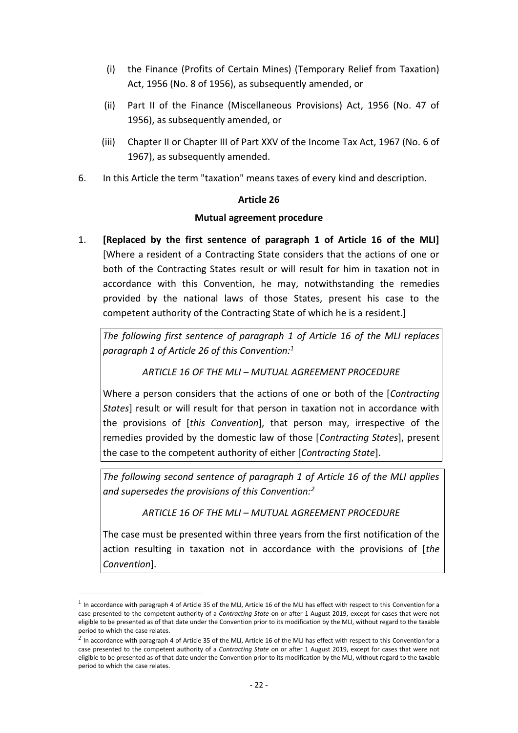(i) the Finance (Profits of Certain Mines) (Temporary Relief from Taxation) Act, 1956 (No. 8 of 1956), as subsequently amended, or

(ii) Part II of the Finance (Miscellaneous Provisions) Act, 1956 (No. 47 of 1956), as subsequently amended, or

(iii) Chapter II or Chapter III of Part XXV of the Income Tax Act, 1967 (No. 6 of 1967), as subsequently amended.

6. In this Article the term "taxation" means taxes of every kind and description.

### Article 26

### Mutual agreement procedure

1. **[Replaced by the first sentence of paragraph 1 of Article 16 of the MLI]** [Where a resident of a Contracting State considers that the actions of one or both of the Contracting States result or will result for him in taxation not in accordance with this Convention, he may, notwithstanding the remedies provided by the national laws of those States, present his case to the competent authority of the Contracting State of which he is a resident.]

*The following first sentence of paragraph 1 of Article 16 of the MLI replaces paragraph 1 of Article 26 of this Convention:*[1]

*ARTICLE 16 OF THE MLI – MUTUAL AGREEMENT PROCEDURE*

Where a person considers that the actions of one or both of the [*Contracting States*] result or will result for that person in taxation not in accordance with the provisions of [*this Convention*], that person may, irrespective of the remedies provided by the domestic law of those [*Contracting States*], present the case to the competent authority of either [*Contracting State*].

*The following second sentence of paragraph 1 of Article 16 of the MLI applies and supersedes the provisions of this Convention:*[2]

*ARTICLE 16 OF THE MLI – MUTUAL AGREEMENT PROCEDURE*

The case must be presented within three years from the first notification of the action resulting in taxation not in accordance with the provisions of [*the Convention*].

---

[1] In accordance with paragraph 4 of Article 35 of the MLI, Article 16 of the MLI has effect with respect to this Convention for a case presented to the competent authority of a *Contracting State* on or after 1 August 2019, except for cases that were not eligible to be presented as of that date under the Convention prior to its modification by the MLI, without regard to the taxable period to which the case relates.

[2] In accordance with paragraph 4 of Article 35 of the MLI, Article 16 of the MLI has effect with respect to this Convention for a case presented to the competent authority of a *Contracting State* on or after 1 August 2019, except for cases that were not eligible to be presented as of that date under the Convention prior to its modification by the MLI, without regard to the taxable period to which the case relates.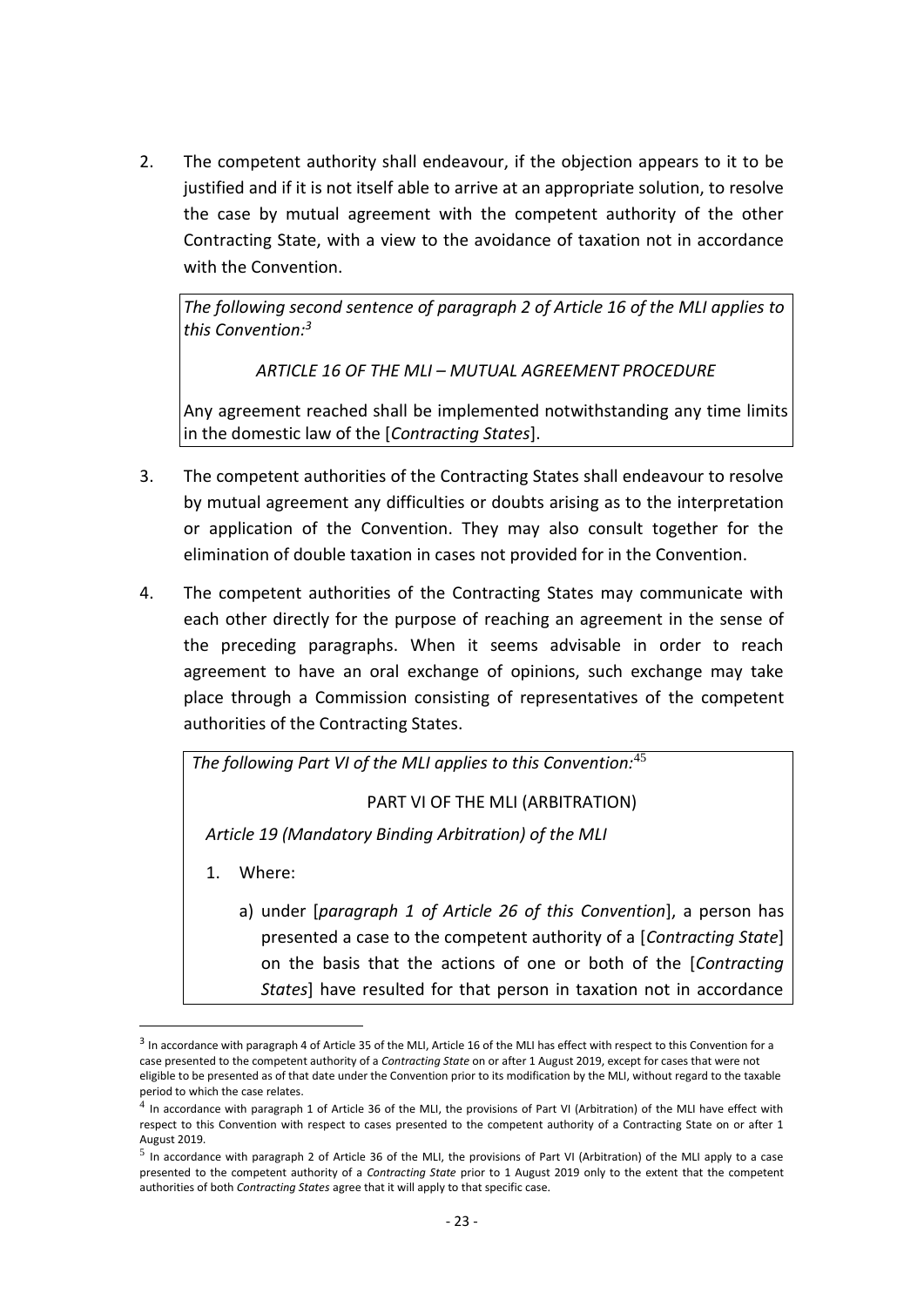2. The competent authority shall endeavour, if the objection appears to it to be justified and if it is not itself able to arrive at an appropriate solution, to resolve the case by mutual agreement with the competent authority of the other Contracting State, with a view to the avoidance of taxation not in accordance with the Convention.

> *The following second sentence of paragraph 2 of Article 16 of the MLI applies to this Convention:*[3]
>
> *ARTICLE 16 OF THE MLI – MUTUAL AGREEMENT PROCEDURE*
>
> Any agreement reached shall be implemented notwithstanding any time limits in the domestic law of the [*Contracting States*].

3. The competent authorities of the Contracting States shall endeavour to resolve by mutual agreement any difficulties or doubts arising as to the interpretation or application of the Convention. They may also consult together for the elimination of double taxation in cases not provided for in the Convention.

4. The competent authorities of the Contracting States may communicate with each other directly for the purpose of reaching an agreement in the sense of the preceding paragraphs. When it seems advisable in order to reach agreement to have an oral exchange of opinions, such exchange may take place through a Commission consisting of representatives of the competent authorities of the Contracting States.

> *The following Part VI of the MLI applies to this Convention:*[4][5]
>
> PART VI OF THE MLI (ARBITRATION)
>
> *Article 19 (Mandatory Binding Arbitration) of the MLI*
>
> 1. Where:
>
>    a) under [*paragraph 1 of Article 26 of this Convention*], a person has presented a case to the competent authority of a [*Contracting State*] on the basis that the actions of one or both of the [*Contracting States*] have resulted for that person in taxation not in accordance

---

[3] In accordance with paragraph 4 of Article 35 of the MLI, Article 16 of the MLI has effect with respect to this Convention for a case presented to the competent authority of a *Contracting State* on or after 1 August 2019, except for cases that were not eligible to be presented as of that date under the Convention prior to its modification by the MLI, without regard to the taxable period to which the case relates.

[4] In accordance with paragraph 1 of Article 36 of the MLI, the provisions of Part VI (Arbitration) of the MLI have effect with respect to this Convention with respect to cases presented to the competent authority of a Contracting State on or after 1 August 2019.

[5] In accordance with paragraph 2 of Article 36 of the MLI, the provisions of Part VI (Arbitration) of the MLI apply to a case presented to the competent authority of a *Contracting State* prior to 1 August 2019 only to the extent that the competent authorities of both *Contracting States* agree that it will apply to that specific case.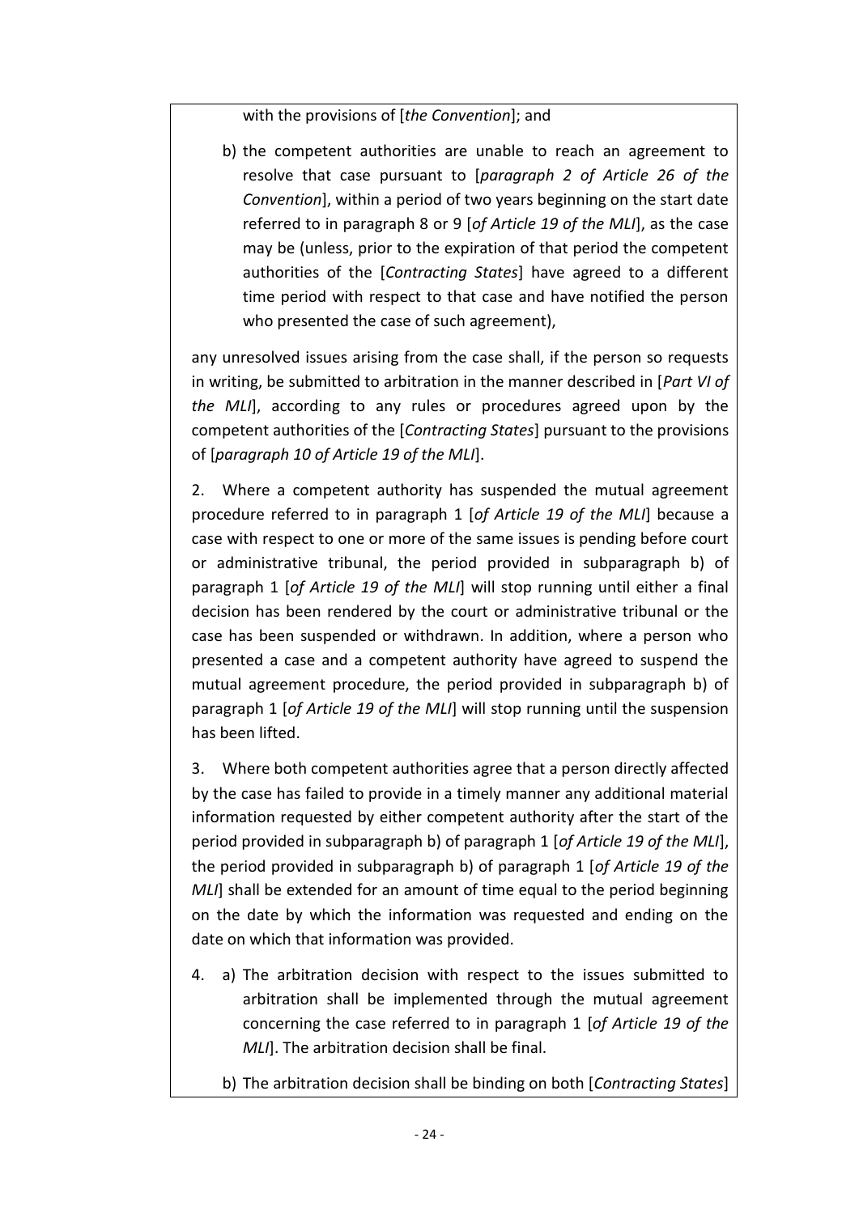with the provisions of [*the Convention*]; and

b) the competent authorities are unable to reach an agreement to resolve that case pursuant to [*paragraph 2 of Article 26 of the Convention*], within a period of two years beginning on the start date referred to in paragraph 8 or 9 [*of Article 19 of the MLI*], as the case may be (unless, prior to the expiration of that period the competent authorities of the [*Contracting States*] have agreed to a different time period with respect to that case and have notified the person who presented the case of such agreement),

any unresolved issues arising from the case shall, if the person so requests in writing, be submitted to arbitration in the manner described in [*Part VI of the MLI*], according to any rules or procedures agreed upon by the competent authorities of the [*Contracting States*] pursuant to the provisions of [*paragraph 10 of Article 19 of the MLI*].

2. Where a competent authority has suspended the mutual agreement procedure referred to in paragraph 1 [*of Article 19 of the MLI*] because a case with respect to one or more of the same issues is pending before court or administrative tribunal, the period provided in subparagraph b) of paragraph 1 [*of Article 19 of the MLI*] will stop running until either a final decision has been rendered by the court or administrative tribunal or the case has been suspended or withdrawn. In addition, where a person who presented a case and a competent authority have agreed to suspend the mutual agreement procedure, the period provided in subparagraph b) of paragraph 1 [*of Article 19 of the MLI*] will stop running until the suspension has been lifted.

3. Where both competent authorities agree that a person directly affected by the case has failed to provide in a timely manner any additional material information requested by either competent authority after the start of the period provided in subparagraph b) of paragraph 1 [*of Article 19 of the MLI*], the period provided in subparagraph b) of paragraph 1 [*of Article 19 of the MLI*] shall be extended for an amount of time equal to the period beginning on the date by which the information was requested and ending on the date on which that information was provided.

4. a) The arbitration decision with respect to the issues submitted to arbitration shall be implemented through the mutual agreement concerning the case referred to in paragraph 1 [*of Article 19 of the MLI*]. The arbitration decision shall be final.

   b) The arbitration decision shall be binding on both [*Contracting States*]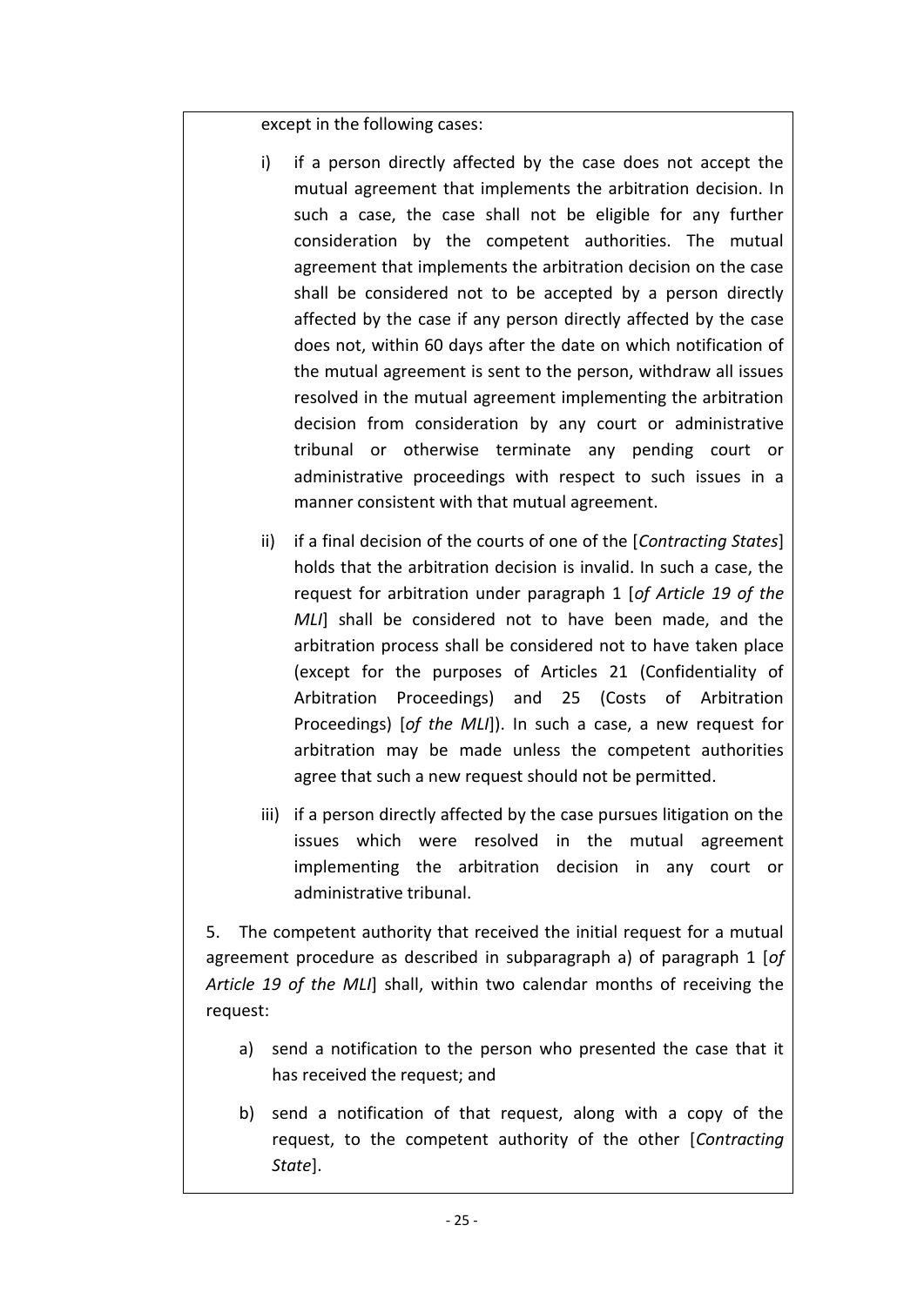except in the following cases:

i) if a person directly affected by the case does not accept the mutual agreement that implements the arbitration decision. In such a case, the case shall not be eligible for any further consideration by the competent authorities. The mutual agreement that implements the arbitration decision on the case shall be considered not to be accepted by a person directly affected by the case if any person directly affected by the case does not, within 60 days after the date on which notification of the mutual agreement is sent to the person, withdraw all issues resolved in the mutual agreement implementing the arbitration decision from consideration by any court or administrative tribunal or otherwise terminate any pending court or administrative proceedings with respect to such issues in a manner consistent with that mutual agreement.

ii) if a final decision of the courts of one of the [*Contracting States*] holds that the arbitration decision is invalid. In such a case, the request for arbitration under paragraph 1 [*of Article 19 of the MLI*] shall be considered not to have been made, and the arbitration process shall be considered not to have taken place (except for the purposes of Articles 21 (Confidentiality of Arbitration Proceedings) and 25 (Costs of Arbitration Proceedings) [*of the MLI*]). In such a case, a new request for arbitration may be made unless the competent authorities agree that such a new request should not be permitted.

iii) if a person directly affected by the case pursues litigation on the issues which were resolved in the mutual agreement implementing the arbitration decision in any court or administrative tribunal.

5. The competent authority that received the initial request for a mutual agreement procedure as described in subparagraph a) of paragraph 1 [*of Article 19 of the MLI*] shall, within two calendar months of receiving the request:

a) send a notification to the person who presented the case that it has received the request; and

b) send a notification of that request, along with a copy of the request, to the competent authority of the other [*Contracting State*].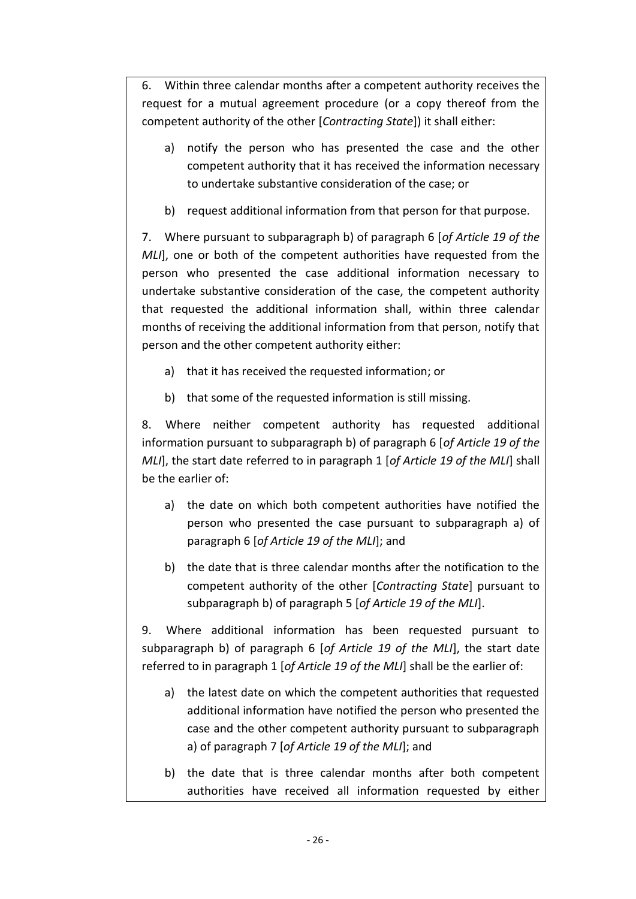6. Within three calendar months after a competent authority receives the request for a mutual agreement procedure (or a copy thereof from the competent authority of the other [*Contracting State*]) it shall either:

  a) notify the person who has presented the case and the other competent authority that it has received the information necessary to undertake substantive consideration of the case; or

  b) request additional information from that person for that purpose.

7. Where pursuant to subparagraph b) of paragraph 6 [*of Article 19 of the MLI*], one or both of the competent authorities have requested from the person who presented the case additional information necessary to undertake substantive consideration of the case, the competent authority that requested the additional information shall, within three calendar months of receiving the additional information from that person, notify that person and the other competent authority either:

  a) that it has received the requested information; or

  b) that some of the requested information is still missing.

8. Where neither competent authority has requested additional information pursuant to subparagraph b) of paragraph 6 [*of Article 19 of the MLI*], the start date referred to in paragraph 1 [*of Article 19 of the MLI*] shall be the earlier of:

  a) the date on which both competent authorities have notified the person who presented the case pursuant to subparagraph a) of paragraph 6 [*of Article 19 of the MLI*]; and

  b) the date that is three calendar months after the notification to the competent authority of the other [*Contracting State*] pursuant to subparagraph b) of paragraph 5 [*of Article 19 of the MLI*].

9. Where additional information has been requested pursuant to subparagraph b) of paragraph 6 [*of Article 19 of the MLI*], the start date referred to in paragraph 1 [*of Article 19 of the MLI*] shall be the earlier of:

  a) the latest date on which the competent authorities that requested additional information have notified the person who presented the case and the other competent authority pursuant to subparagraph a) of paragraph 7 [*of Article 19 of the MLI*]; and

  b) the date that is three calendar months after both competent authorities have received all information requested by either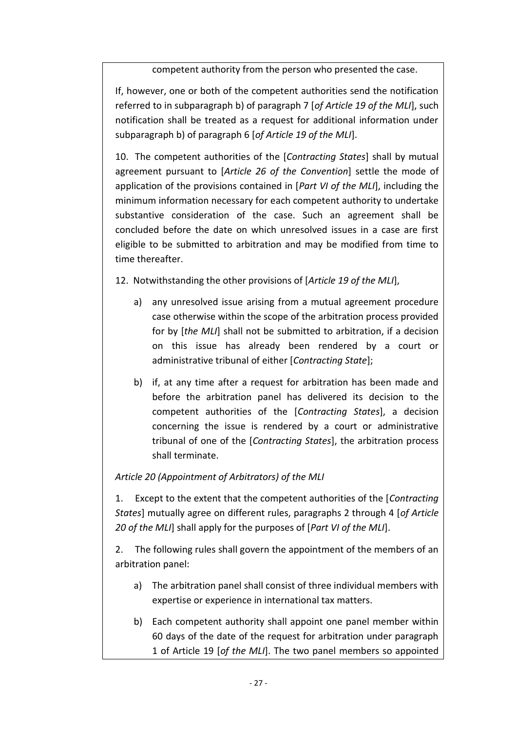competent authority from the person who presented the case.

If, however, one or both of the competent authorities send the notification referred to in subparagraph b) of paragraph 7 [*of Article 19 of the MLI*], such notification shall be treated as a request for additional information under subparagraph b) of paragraph 6 [*of Article 19 of the MLI*].

10. The competent authorities of the [*Contracting States*] shall by mutual agreement pursuant to [*Article 26 of the Convention*] settle the mode of application of the provisions contained in [*Part VI of the MLI*], including the minimum information necessary for each competent authority to undertake substantive consideration of the case. Such an agreement shall be concluded before the date on which unresolved issues in a case are first eligible to be submitted to arbitration and may be modified from time to time thereafter.

12. Notwithstanding the other provisions of [*Article 19 of the MLI*],

a) any unresolved issue arising from a mutual agreement procedure case otherwise within the scope of the arbitration process provided for by [*the MLI*] shall not be submitted to arbitration, if a decision on this issue has already been rendered by a court or administrative tribunal of either [*Contracting State*];

b) if, at any time after a request for arbitration has been made and before the arbitration panel has delivered its decision to the competent authorities of the [*Contracting States*], a decision concerning the issue is rendered by a court or administrative tribunal of one of the [*Contracting States*], the arbitration process shall terminate.

*Article 20 (Appointment of Arbitrators) of the MLI*

1. Except to the extent that the competent authorities of the [*Contracting States*] mutually agree on different rules, paragraphs 2 through 4 [*of Article 20 of the MLI*] shall apply for the purposes of [*Part VI of the MLI*].

2. The following rules shall govern the appointment of the members of an arbitration panel:

a) The arbitration panel shall consist of three individual members with expertise or experience in international tax matters.

b) Each competent authority shall appoint one panel member within 60 days of the date of the request for arbitration under paragraph 1 of Article 19 [*of the MLI*]. The two panel members so appointed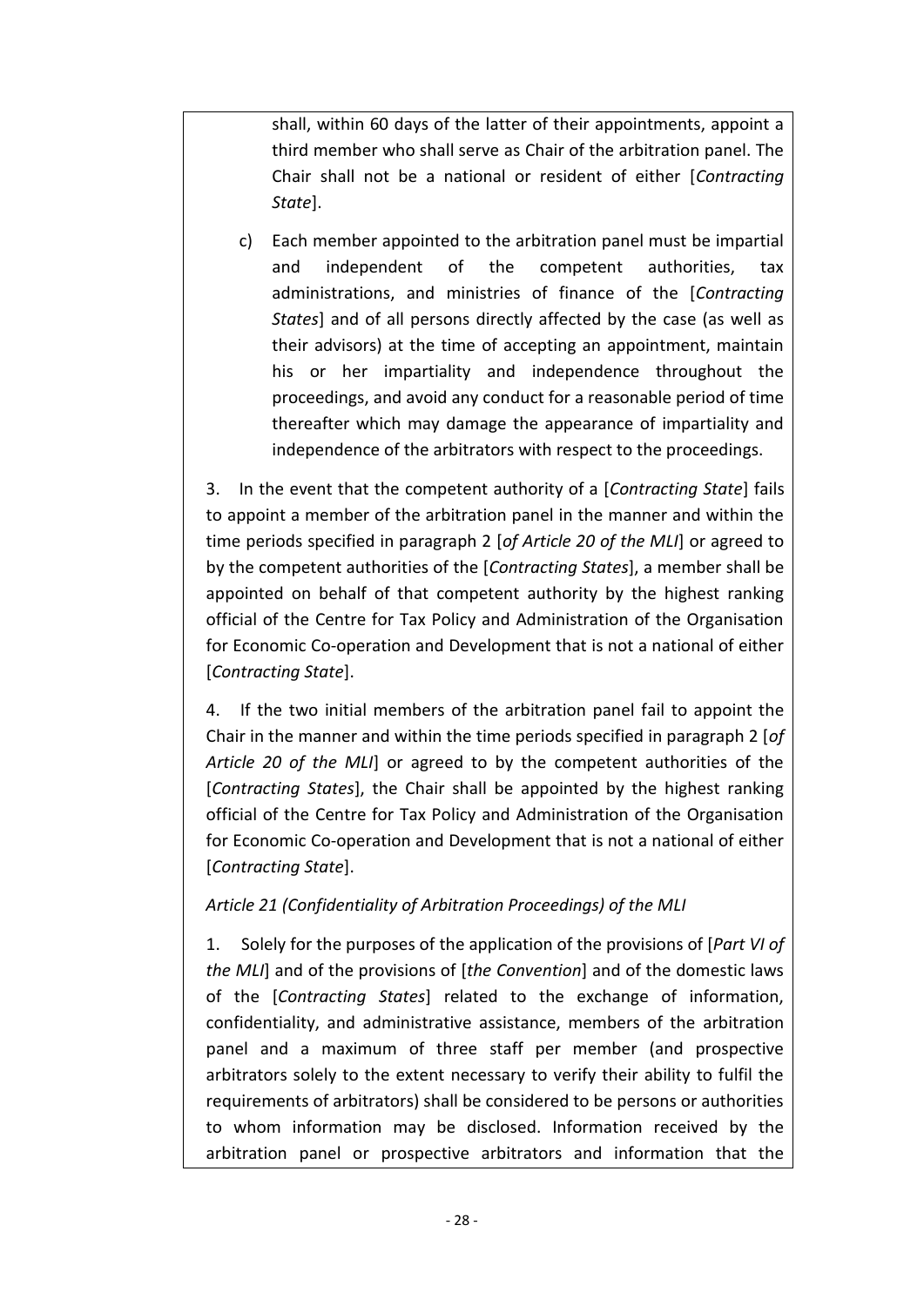shall, within 60 days of the latter of their appointments, appoint a third member who shall serve as Chair of the arbitration panel. The Chair shall not be a national or resident of either [*Contracting State*].

c) Each member appointed to the arbitration panel must be impartial and independent of the competent authorities, tax administrations, and ministries of finance of the [*Contracting States*] and of all persons directly affected by the case (as well as their advisors) at the time of accepting an appointment, maintain his or her impartiality and independence throughout the proceedings, and avoid any conduct for a reasonable period of time thereafter which may damage the appearance of impartiality and independence of the arbitrators with respect to the proceedings.

3. In the event that the competent authority of a [*Contracting State*] fails to appoint a member of the arbitration panel in the manner and within the time periods specified in paragraph 2 [*of Article 20 of the MLI*] or agreed to by the competent authorities of the [*Contracting States*], a member shall be appointed on behalf of that competent authority by the highest ranking official of the Centre for Tax Policy and Administration of the Organisation for Economic Co-operation and Development that is not a national of either [*Contracting State*].

4. If the two initial members of the arbitration panel fail to appoint the Chair in the manner and within the time periods specified in paragraph 2 [*of Article 20 of the MLI*] or agreed to by the competent authorities of the [*Contracting States*], the Chair shall be appointed by the highest ranking official of the Centre for Tax Policy and Administration of the Organisation for Economic Co-operation and Development that is not a national of either [*Contracting State*].

*Article 21 (Confidentiality of Arbitration Proceedings) of the MLI*

1. Solely for the purposes of the application of the provisions of [*Part VI of the MLI*] and of the provisions of [*the Convention*] and of the domestic laws of the [*Contracting States*] related to the exchange of information, confidentiality, and administrative assistance, members of the arbitration panel and a maximum of three staff per member (and prospective arbitrators solely to the extent necessary to verify their ability to fulfil the requirements of arbitrators) shall be considered to be persons or authorities to whom information may be disclosed. Information received by the arbitration panel or prospective arbitrators and information that the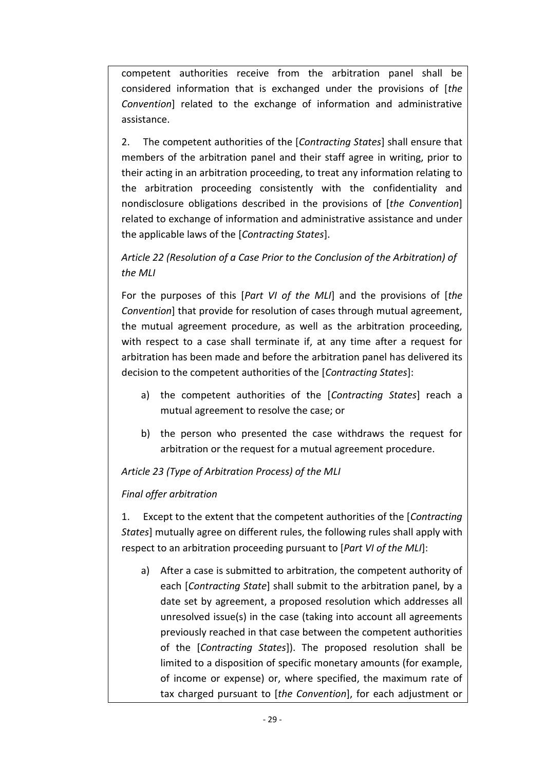competent authorities receive from the arbitration panel shall be considered information that is exchanged under the provisions of [*the Convention*] related to the exchange of information and administrative assistance.

2. The competent authorities of the [*Contracting States*] shall ensure that members of the arbitration panel and their staff agree in writing, prior to their acting in an arbitration proceeding, to treat any information relating to the arbitration proceeding consistently with the confidentiality and nondisclosure obligations described in the provisions of [*the Convention*] related to exchange of information and administrative assistance and under the applicable laws of the [*Contracting States*].

*Article 22 (Resolution of a Case Prior to the Conclusion of the Arbitration) of the MLI*

For the purposes of this [*Part VI of the MLI*] and the provisions of [*the Convention*] that provide for resolution of cases through mutual agreement, the mutual agreement procedure, as well as the arbitration proceeding, with respect to a case shall terminate if, at any time after a request for arbitration has been made and before the arbitration panel has delivered its decision to the competent authorities of the [*Contracting States*]:

a) the competent authorities of the [*Contracting States*] reach a mutual agreement to resolve the case; or

b) the person who presented the case withdraws the request for arbitration or the request for a mutual agreement procedure.

*Article 23 (Type of Arbitration Process) of the MLI*

*Final offer arbitration*

1. Except to the extent that the competent authorities of the [*Contracting States*] mutually agree on different rules, the following rules shall apply with respect to an arbitration proceeding pursuant to [*Part VI of the MLI*]:

a) After a case is submitted to arbitration, the competent authority of each [*Contracting State*] shall submit to the arbitration panel, by a date set by agreement, a proposed resolution which addresses all unresolved issue(s) in the case (taking into account all agreements previously reached in that case between the competent authorities of the [*Contracting States*]). The proposed resolution shall be limited to a disposition of specific monetary amounts (for example, of income or expense) or, where specified, the maximum rate of tax charged pursuant to [*the Convention*], for each adjustment or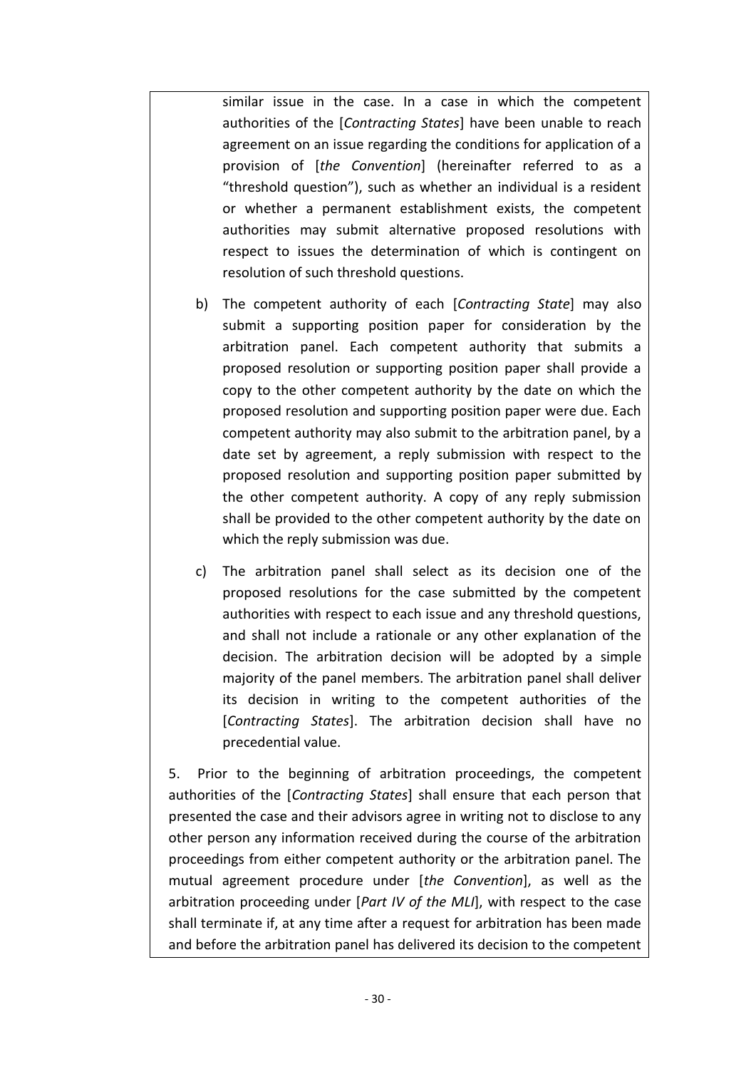similar issue in the case. In a case in which the competent authorities of the [*Contracting States*] have been unable to reach agreement on an issue regarding the conditions for application of a provision of [*the Convention*] (hereinafter referred to as a "threshold question"), such as whether an individual is a resident or whether a permanent establishment exists, the competent authorities may submit alternative proposed resolutions with respect to issues the determination of which is contingent on resolution of such threshold questions.

b) The competent authority of each [*Contracting State*] may also submit a supporting position paper for consideration by the arbitration panel. Each competent authority that submits a proposed resolution or supporting position paper shall provide a copy to the other competent authority by the date on which the proposed resolution and supporting position paper were due. Each competent authority may also submit to the arbitration panel, by a date set by agreement, a reply submission with respect to the proposed resolution and supporting position paper submitted by the other competent authority. A copy of any reply submission shall be provided to the other competent authority by the date on which the reply submission was due.

c) The arbitration panel shall select as its decision one of the proposed resolutions for the case submitted by the competent authorities with respect to each issue and any threshold questions, and shall not include a rationale or any other explanation of the decision. The arbitration decision will be adopted by a simple majority of the panel members. The arbitration panel shall deliver its decision in writing to the competent authorities of the [*Contracting States*]. The arbitration decision shall have no precedential value.

5. Prior to the beginning of arbitration proceedings, the competent authorities of the [*Contracting States*] shall ensure that each person that presented the case and their advisors agree in writing not to disclose to any other person any information received during the course of the arbitration proceedings from either competent authority or the arbitration panel. The mutual agreement procedure under [*the Convention*], as well as the arbitration proceeding under [*Part IV of the MLI*], with respect to the case shall terminate if, at any time after a request for arbitration has been made and before the arbitration panel has delivered its decision to the competent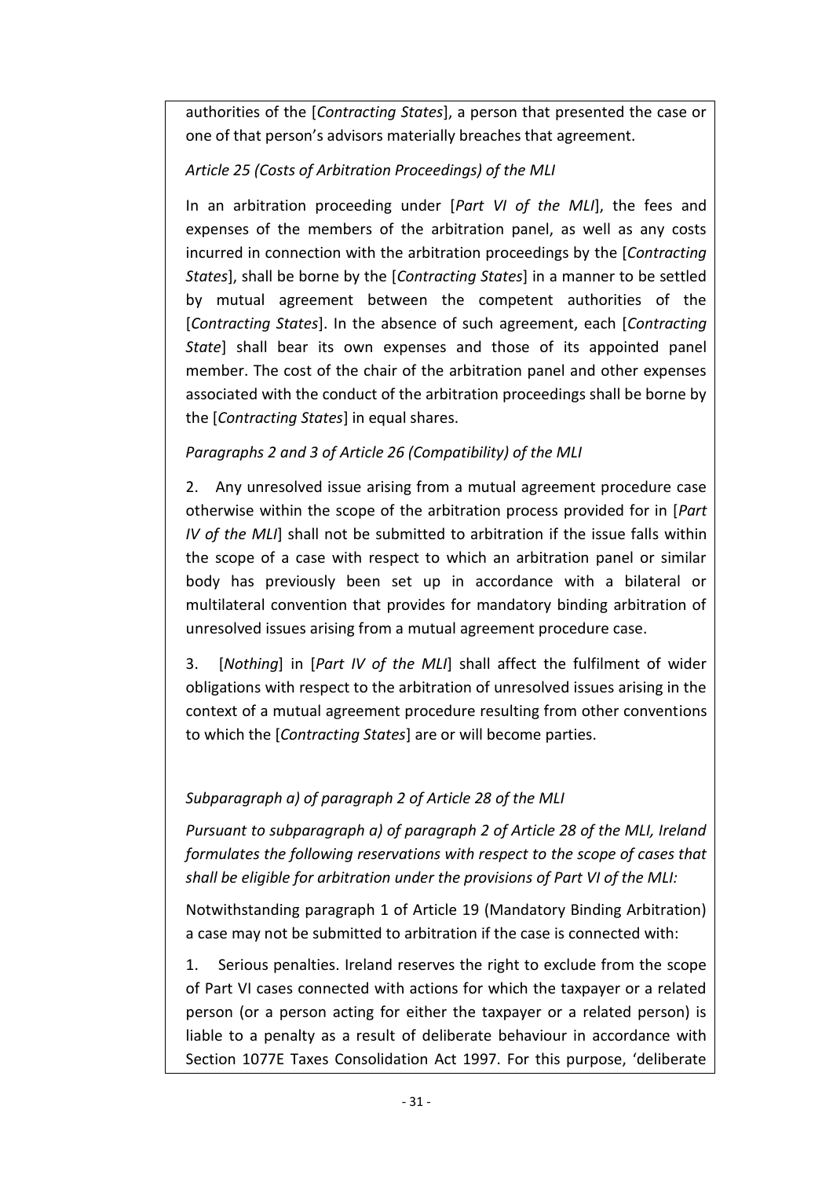authorities of the [*Contracting States*], a person that presented the case or one of that person's advisors materially breaches that agreement.

*Article 25 (Costs of Arbitration Proceedings) of the MLI*

In an arbitration proceeding under [*Part VI of the MLI*], the fees and expenses of the members of the arbitration panel, as well as any costs incurred in connection with the arbitration proceedings by the [*Contracting States*], shall be borne by the [*Contracting States*] in a manner to be settled by mutual agreement between the competent authorities of the [*Contracting States*]. In the absence of such agreement, each [*Contracting State*] shall bear its own expenses and those of its appointed panel member. The cost of the chair of the arbitration panel and other expenses associated with the conduct of the arbitration proceedings shall be borne by the [*Contracting States*] in equal shares.

*Paragraphs 2 and 3 of Article 26 (Compatibility) of the MLI*

2. Any unresolved issue arising from a mutual agreement procedure case otherwise within the scope of the arbitration process provided for in [*Part IV of the MLI*] shall not be submitted to arbitration if the issue falls within the scope of a case with respect to which an arbitration panel or similar body has previously been set up in accordance with a bilateral or multilateral convention that provides for mandatory binding arbitration of unresolved issues arising from a mutual agreement procedure case.

3. [*Nothing*] in [*Part IV of the MLI*] shall affect the fulfilment of wider obligations with respect to the arbitration of unresolved issues arising in the context of a mutual agreement procedure resulting from other conventions to which the [*Contracting States*] are or will become parties.

*Subparagraph a) of paragraph 2 of Article 28 of the MLI*

*Pursuant to subparagraph a) of paragraph 2 of Article 28 of the MLI, Ireland formulates the following reservations with respect to the scope of cases that shall be eligible for arbitration under the provisions of Part VI of the MLI:*

Notwithstanding paragraph 1 of Article 19 (Mandatory Binding Arbitration) a case may not be submitted to arbitration if the case is connected with:

1. Serious penalties. Ireland reserves the right to exclude from the scope of Part VI cases connected with actions for which the taxpayer or a related person (or a person acting for either the taxpayer or a related person) is liable to a penalty as a result of deliberate behaviour in accordance with Section 1077E Taxes Consolidation Act 1997. For this purpose, 'deliberate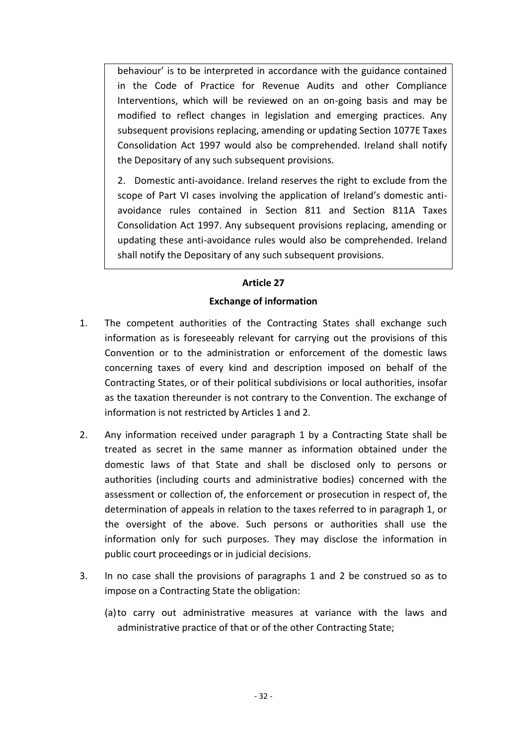behaviour' is to be interpreted in accordance with the guidance contained in the Code of Practice for Revenue Audits and other Compliance Interventions, which will be reviewed on an on-going basis and may be modified to reflect changes in legislation and emerging practices. Any subsequent provisions replacing, amending or updating Section 1077E Taxes Consolidation Act 1997 would also be comprehended. Ireland shall notify the Depositary of any such subsequent provisions.

2. Domestic anti-avoidance. Ireland reserves the right to exclude from the scope of Part VI cases involving the application of Ireland's domestic anti-avoidance rules contained in Section 811 and Section 811A Taxes Consolidation Act 1997. Any subsequent provisions replacing, amending or updating these anti-avoidance rules would also be comprehended. Ireland shall notify the Depositary of any such subsequent provisions.

## Article 27

### Exchange of information

1. The competent authorities of the Contracting States shall exchange such information as is foreseeably relevant for carrying out the provisions of this Convention or to the administration or enforcement of the domestic laws concerning taxes of every kind and description imposed on behalf of the Contracting States, or of their political subdivisions or local authorities, insofar as the taxation thereunder is not contrary to the Convention. The exchange of information is not restricted by Articles 1 and 2.

2. Any information received under paragraph 1 by a Contracting State shall be treated as secret in the same manner as information obtained under the domestic laws of that State and shall be disclosed only to persons or authorities (including courts and administrative bodies) concerned with the assessment or collection of, the enforcement or prosecution in respect of, the determination of appeals in relation to the taxes referred to in paragraph 1, or the oversight of the above. Such persons or authorities shall use the information only for such purposes. They may disclose the information in public court proceedings or in judicial decisions.

3. In no case shall the provisions of paragraphs 1 and 2 be construed so as to impose on a Contracting State the obligation:

   (a) to carry out administrative measures at variance with the laws and administrative practice of that or of the other Contracting State;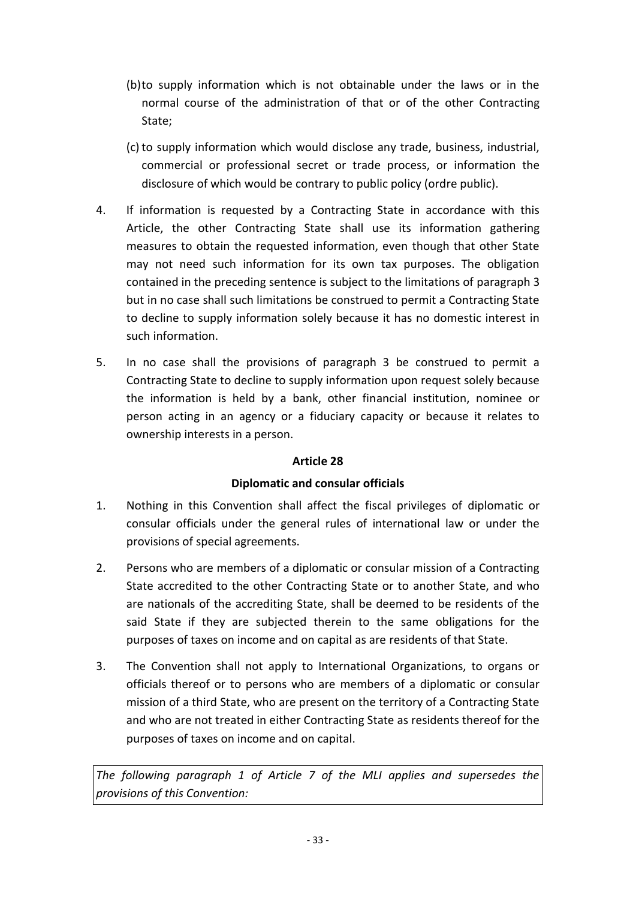(b) to supply information which is not obtainable under the laws or in the normal course of the administration of that or of the other Contracting State;

(c) to supply information which would disclose any trade, business, industrial, commercial or professional secret or trade process, or information the disclosure of which would be contrary to public policy (ordre public).

4. If information is requested by a Contracting State in accordance with this Article, the other Contracting State shall use its information gathering measures to obtain the requested information, even though that other State may not need such information for its own tax purposes. The obligation contained in the preceding sentence is subject to the limitations of paragraph 3 but in no case shall such limitations be construed to permit a Contracting State to decline to supply information solely because it has no domestic interest in such information.

5. In no case shall the provisions of paragraph 3 be construed to permit a Contracting State to decline to supply information upon request solely because the information is held by a bank, other financial institution, nominee or person acting in an agency or a fiduciary capacity or because it relates to ownership interests in a person.

## Article 28

### Diplomatic and consular officials

1. Nothing in this Convention shall affect the fiscal privileges of diplomatic or consular officials under the general rules of international law or under the provisions of special agreements.

2. Persons who are members of a diplomatic or consular mission of a Contracting State accredited to the other Contracting State or to another State, and who are nationals of the accrediting State, shall be deemed to be residents of the said State if they are subjected therein to the same obligations for the purposes of taxes on income and on capital as are residents of that State.

3. The Convention shall not apply to International Organizations, to organs or officials thereof or to persons who are members of a diplomatic or consular mission of a third State, who are present on the territory of a Contracting State and who are not treated in either Contracting State as residents thereof for the purposes of taxes on income and on capital.

*The following paragraph 1 of Article 7 of the MLI applies and supersedes the provisions of this Convention:*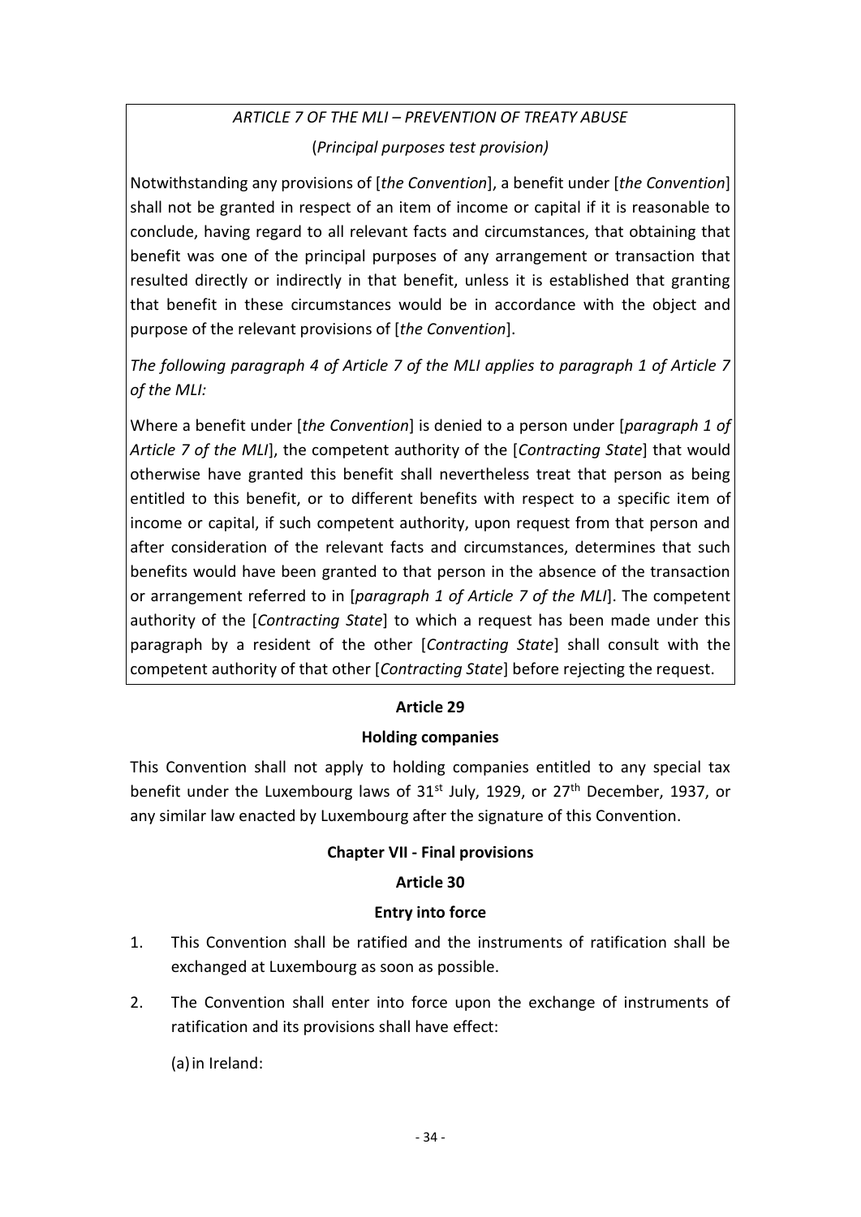*ARTICLE 7 OF THE MLI – PREVENTION OF TREATY ABUSE*

(*Principal purposes test provision)*

Notwithstanding any provisions of [*the Convention*], a benefit under [*the Convention*] shall not be granted in respect of an item of income or capital if it is reasonable to conclude, having regard to all relevant facts and circumstances, that obtaining that benefit was one of the principal purposes of any arrangement or transaction that resulted directly or indirectly in that benefit, unless it is established that granting that benefit in these circumstances would be in accordance with the object and purpose of the relevant provisions of [*the Convention*].

*The following paragraph 4 of Article 7 of the MLI applies to paragraph 1 of Article 7 of the MLI:*

Where a benefit under [*the Convention*] is denied to a person under [*paragraph 1 of Article 7 of the MLI*], the competent authority of the [*Contracting State*] that would otherwise have granted this benefit shall nevertheless treat that person as being entitled to this benefit, or to different benefits with respect to a specific item of income or capital, if such competent authority, upon request from that person and after consideration of the relevant facts and circumstances, determines that such benefits would have been granted to that person in the absence of the transaction or arrangement referred to in [*paragraph 1 of Article 7 of the MLI*]. The competent authority of the [*Contracting State*] to which a request has been made under this paragraph by a resident of the other [*Contracting State*] shall consult with the competent authority of that other [*Contracting State*] before rejecting the request.

**Article 29**

**Holding companies**

This Convention shall not apply to holding companies entitled to any special tax benefit under the Luxembourg laws of 31st July, 1929, or 27th December, 1937, or any similar law enacted by Luxembourg after the signature of this Convention.

## Chapter VII - Final provisions

**Article 30**

**Entry into force**

1. This Convention shall be ratified and the instruments of ratification shall be exchanged at Luxembourg as soon as possible.

2. The Convention shall enter into force upon the exchange of instruments of ratification and its provisions shall have effect:

   (a) in Ireland: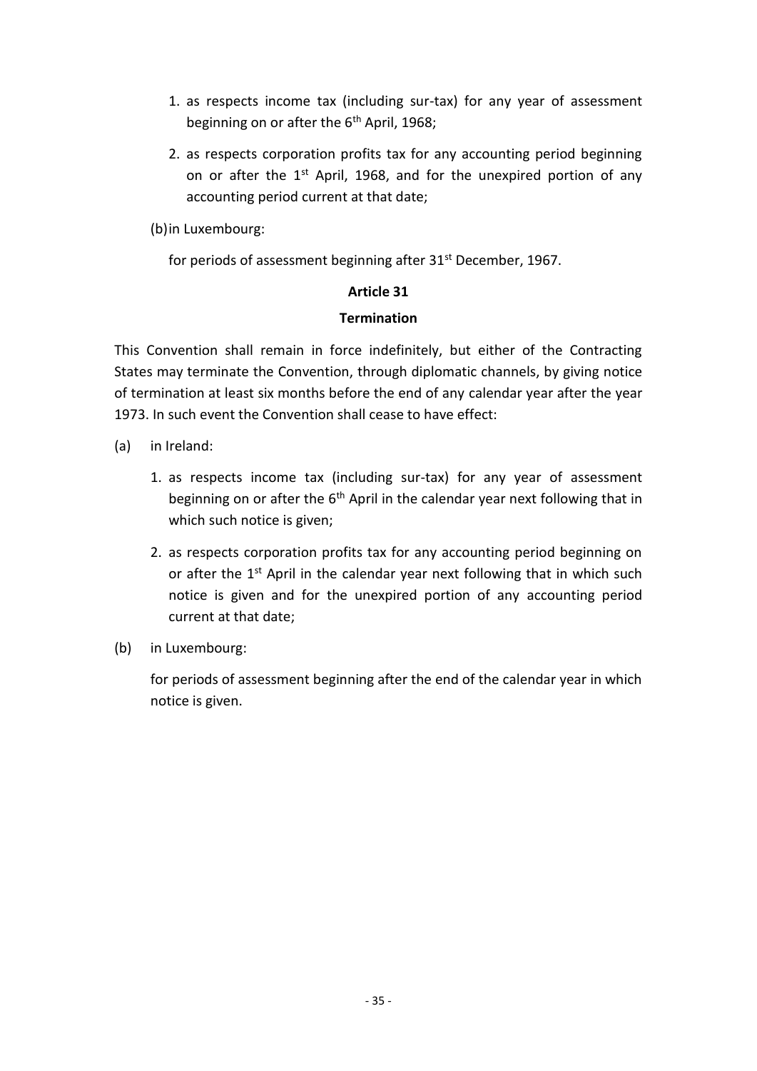1. as respects income tax (including sur-tax) for any year of assessment beginning on or after the 6th April, 1968;

2. as respects corporation profits tax for any accounting period beginning on or after the 1st April, 1968, and for the unexpired portion of any accounting period current at that date;

(b) in Luxembourg:

for periods of assessment beginning after 31st December, 1967.

## Article 31

## Termination

This Convention shall remain in force indefinitely, but either of the Contracting States may terminate the Convention, through diplomatic channels, by giving notice of termination at least six months before the end of any calendar year after the year 1973. In such event the Convention shall cease to have effect:

(a) in Ireland:

1. as respects income tax (including sur-tax) for any year of assessment beginning on or after the 6th April in the calendar year next following that in which such notice is given;

2. as respects corporation profits tax for any accounting period beginning on or after the 1st April in the calendar year next following that in which such notice is given and for the unexpired portion of any accounting period current at that date;

(b) in Luxembourg:

for periods of assessment beginning after the end of the calendar year in which notice is given.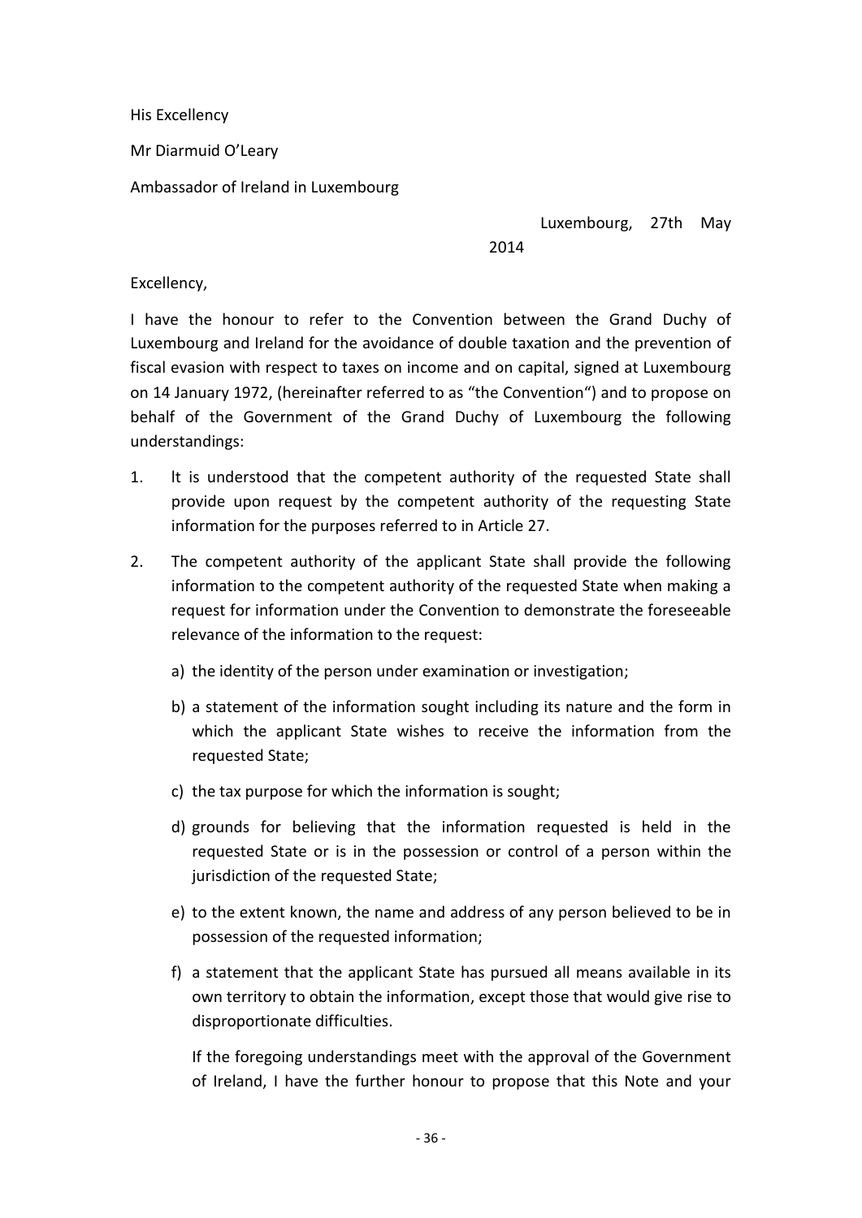His Excellency

Mr Diarmuid O'Leary

Ambassador of Ireland in Luxembourg

Luxembourg, 27th May 2014

Excellency,

I have the honour to refer to the Convention between the Grand Duchy of Luxembourg and Ireland for the avoidance of double taxation and the prevention of fiscal evasion with respect to taxes on income and on capital, signed at Luxembourg on 14 January 1972, (hereinafter referred to as "the Convention") and to propose on behalf of the Government of the Grand Duchy of Luxembourg the following understandings:

1. It is understood that the competent authority of the requested State shall provide upon request by the competent authority of the requesting State information for the purposes referred to in Article 27.

2. The competent authority of the applicant State shall provide the following information to the competent authority of the requested State when making a request for information under the Convention to demonstrate the foreseeable relevance of the information to the request:

   a) the identity of the person under examination or investigation;

   b) a statement of the information sought including its nature and the form in which the applicant State wishes to receive the information from the requested State;

   c) the tax purpose for which the information is sought;

   d) grounds for believing that the information requested is held in the requested State or is in the possession or control of a person within the jurisdiction of the requested State;

   e) to the extent known, the name and address of any person believed to be in possession of the requested information;

   f) a statement that the applicant State has pursued all means available in its own territory to obtain the information, except those that would give rise to disproportionate difficulties.

   If the foregoing understandings meet with the approval of the Government of Ireland, I have the further honour to propose that this Note and your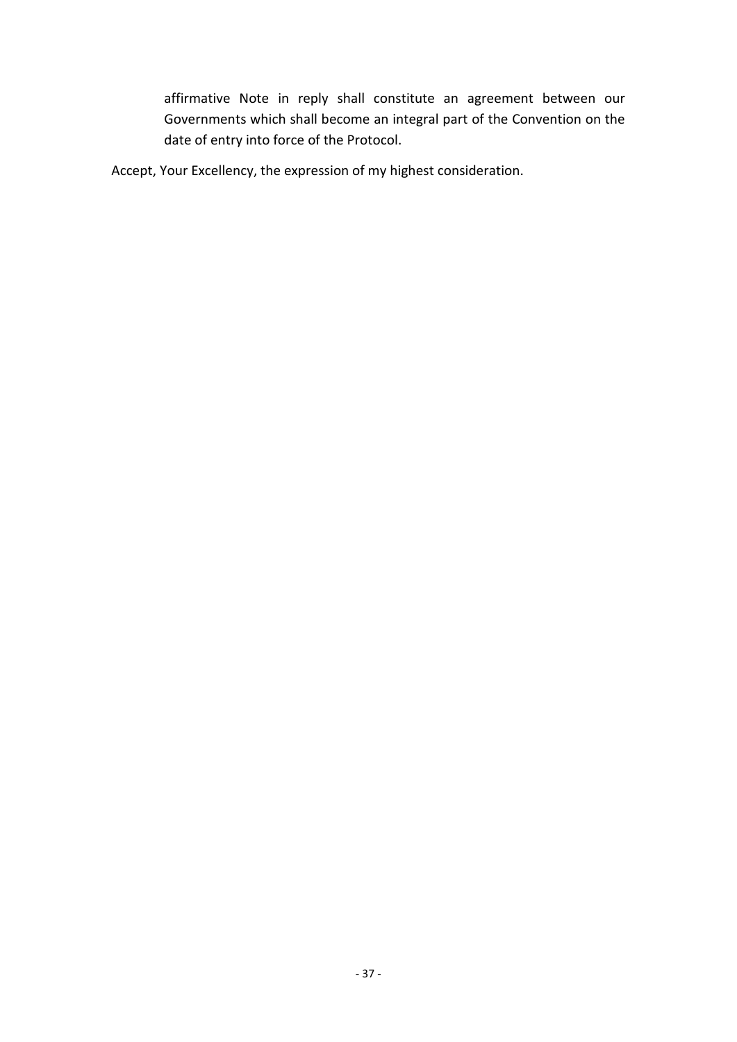affirmative Note in reply shall constitute an agreement between our Governments which shall become an integral part of the Convention on the date of entry into force of the Protocol.

Accept, Your Excellency, the expression of my highest consideration.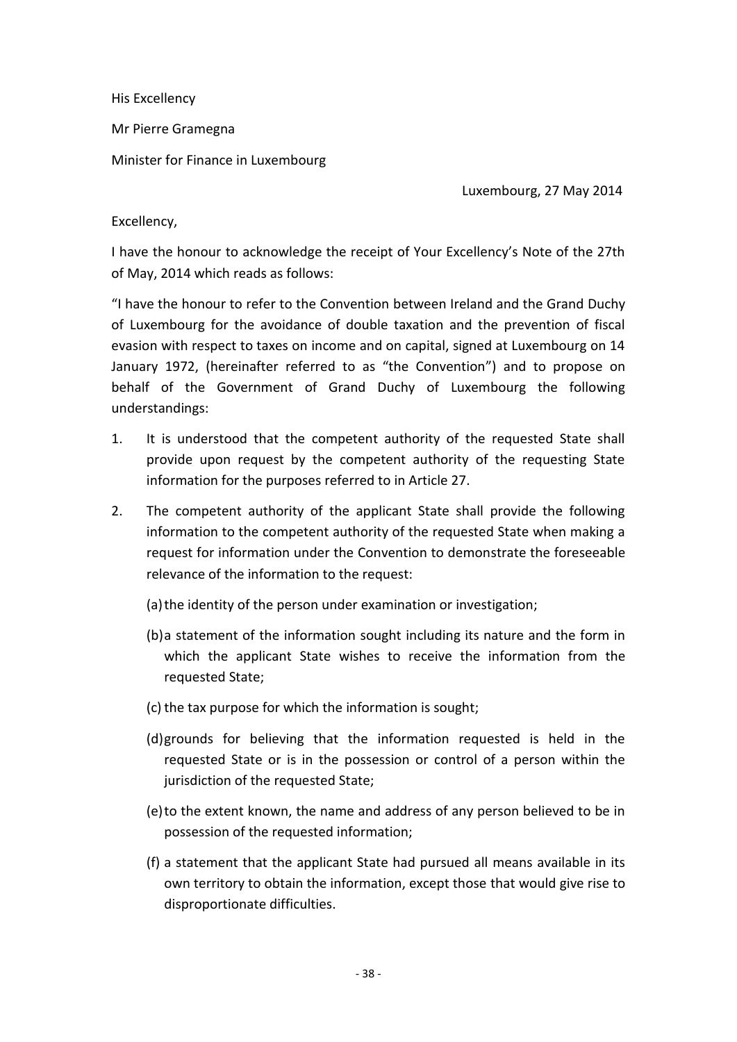His Excellency

Mr Pierre Gramegna

Minister for Finance in Luxembourg

Luxembourg, 27 May 2014

Excellency,

I have the honour to acknowledge the receipt of Your Excellency's Note of the 27th of May, 2014 which reads as follows:

"I have the honour to refer to the Convention between Ireland and the Grand Duchy of Luxembourg for the avoidance of double taxation and the prevention of fiscal evasion with respect to taxes on income and on capital, signed at Luxembourg on 14 January 1972, (hereinafter referred to as "the Convention") and to propose on behalf of the Government of Grand Duchy of Luxembourg the following understandings:

1. It is understood that the competent authority of the requested State shall provide upon request by the competent authority of the requesting State information for the purposes referred to in Article 27.

2. The competent authority of the applicant State shall provide the following information to the competent authority of the requested State when making a request for information under the Convention to demonstrate the foreseeable relevance of the information to the request:

   (a) the identity of the person under examination or investigation;

   (b) a statement of the information sought including its nature and the form in which the applicant State wishes to receive the information from the requested State;

   (c) the tax purpose for which the information is sought;

   (d) grounds for believing that the information requested is held in the requested State or is in the possession or control of a person within the jurisdiction of the requested State;

   (e) to the extent known, the name and address of any person believed to be in possession of the requested information;

   (f) a statement that the applicant State had pursued all means available in its own territory to obtain the information, except those that would give rise to disproportionate difficulties.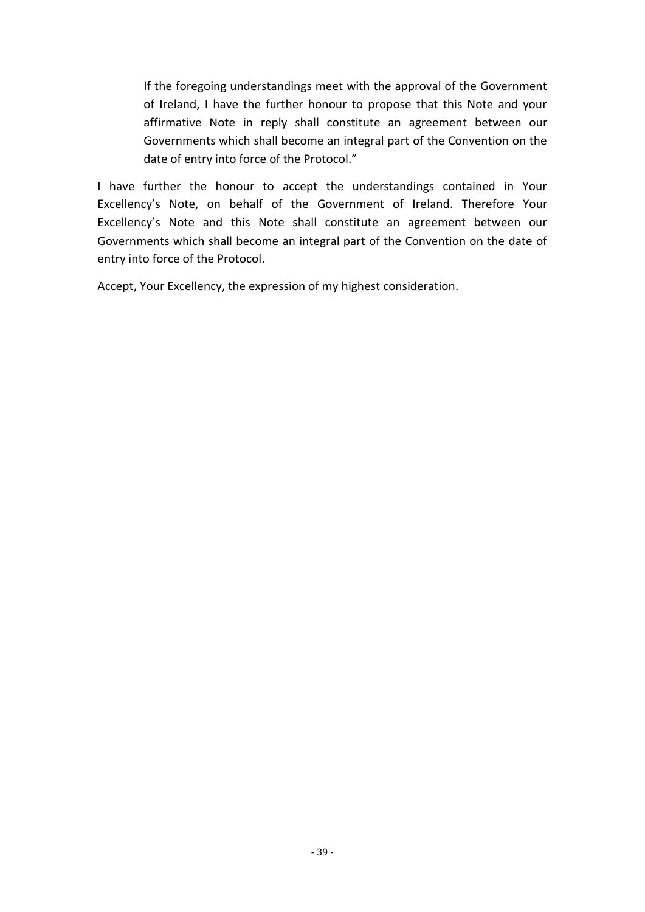> If the foregoing understandings meet with the approval of the Government of Ireland, I have the further honour to propose that this Note and your affirmative Note in reply shall constitute an agreement between our Governments which shall become an integral part of the Convention on the date of entry into force of the Protocol."

I have further the honour to accept the understandings contained in Your Excellency's Note, on behalf of the Government of Ireland. Therefore Your Excellency's Note and this Note shall constitute an agreement between our Governments which shall become an integral part of the Convention on the date of entry into force of the Protocol.

Accept, Your Excellency, the expression of my highest consideration.